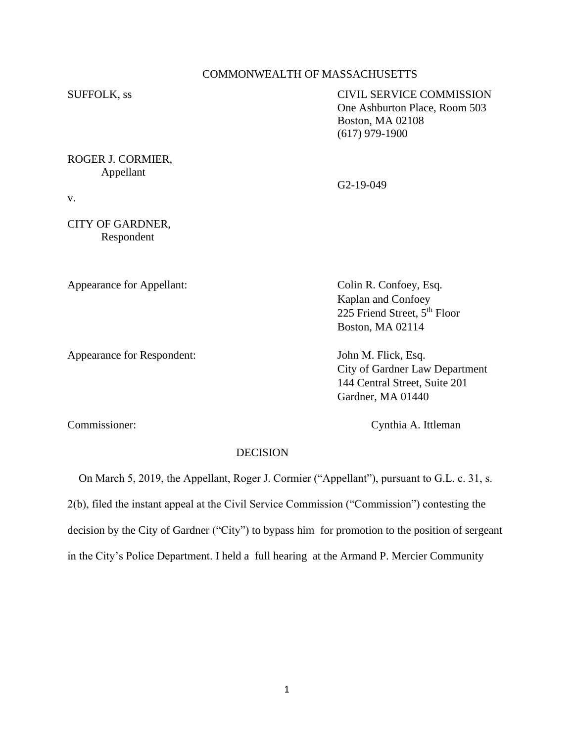COMMONWEALTH OF MASSACHUSETTS

SUFFOLK, ss

CIVIL SERVICE COMMISSION
One Ashburton Place, Room 503
Boston, MA 02108
(617) 979-1900

ROGER J. CORMIER,
Appellant

v.

CITY OF GARDNER,
Respondent

G2-19-049

Appearance for Appellant:
Colin R. Confoey, Esq.
Kaplan and Confoey
225 Friend Street, 5th Floor
Boston, MA 02114

Appearance for Respondent:
John M. Flick, Esq.
City of Gardner Law Department
144 Central Street, Suite 201
Gardner, MA 01440

Commissioner:
Cynthia A. Ittleman

DECISION

On March 5, 2019, the Appellant, Roger J. Cormier ("Appellant"), pursuant to G.L. c. 31, s. 2(b), filed the instant appeal at the Civil Service Commission ("Commission") contesting the decision by the City of Gardner ("City") to bypass him for promotion to the position of sergeant in the City's Police Department. I held a full hearing at the Armand P. Mercier Community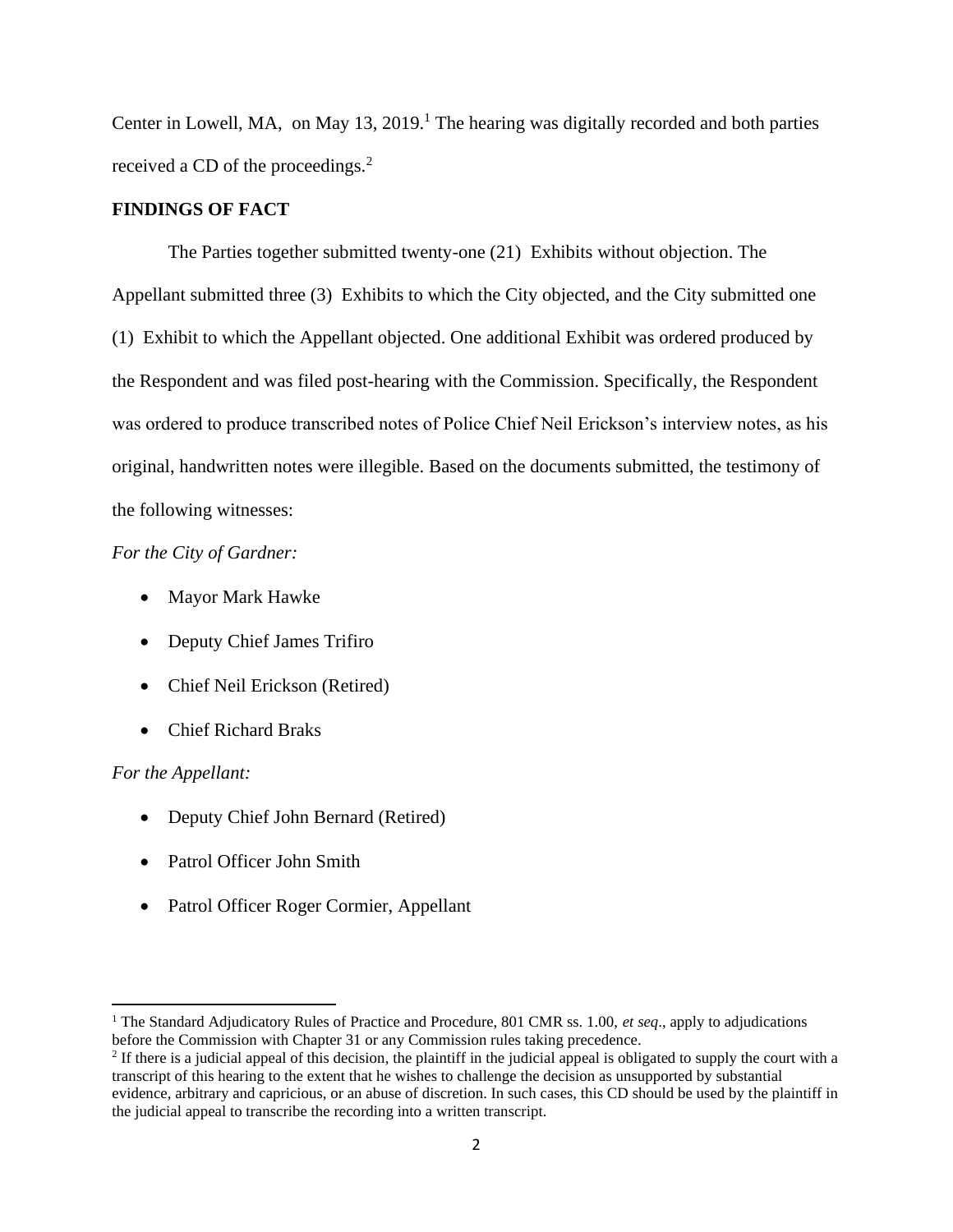Center in Lowell, MA, on May 13, 2019.[1] The hearing was digitally recorded and both parties received a CD of the proceedings.[2]

**FINDINGS OF FACT**

The Parties together submitted twenty-one (21) Exhibits without objection. The Appellant submitted three (3) Exhibits to which the City objected, and the City submitted one (1) Exhibit to which the Appellant objected. One additional Exhibit was ordered produced by the Respondent and was filed post-hearing with the Commission. Specifically, the Respondent was ordered to produce transcribed notes of Police Chief Neil Erickson's interview notes, as his original, handwritten notes were illegible. Based on the documents submitted, the testimony of the following witnesses:

*For the City of Gardner:*

- Mayor Mark Hawke
- Deputy Chief James Trifiro
- Chief Neil Erickson (Retired)
- Chief Richard Braks

*For the Appellant:*

- Deputy Chief John Bernard (Retired)
- Patrol Officer John Smith
- Patrol Officer Roger Cormier, Appellant

---

[1] The Standard Adjudicatory Rules of Practice and Procedure, 801 CMR ss. 1.00, *et seq*., apply to adjudications before the Commission with Chapter 31 or any Commission rules taking precedence.

[2] If there is a judicial appeal of this decision, the plaintiff in the judicial appeal is obligated to supply the court with a transcript of this hearing to the extent that he wishes to challenge the decision as unsupported by substantial evidence, arbitrary and capricious, or an abuse of discretion. In such cases, this CD should be used by the plaintiff in the judicial appeal to transcribe the recording into a written transcript.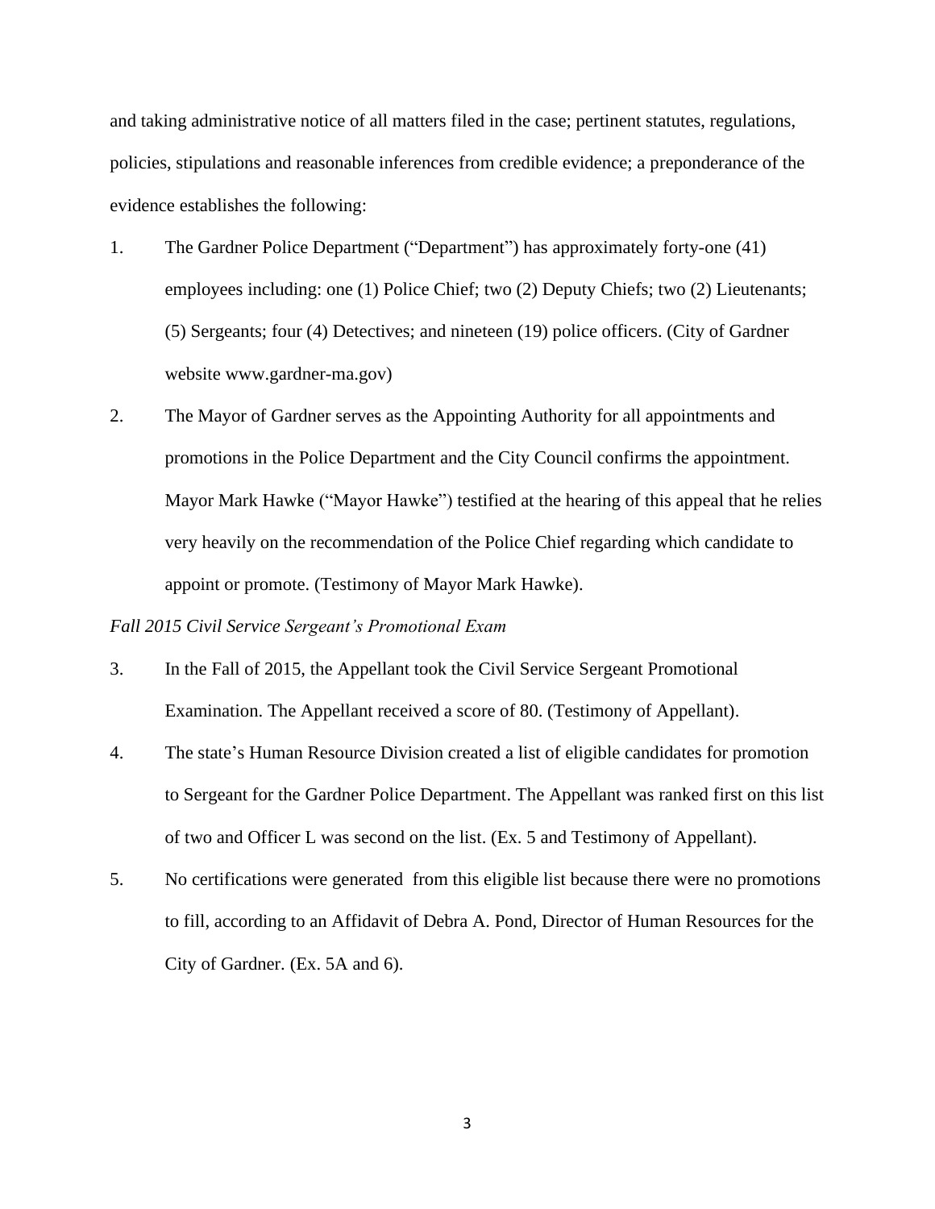and taking administrative notice of all matters filed in the case; pertinent statutes, regulations, policies, stipulations and reasonable inferences from credible evidence; a preponderance of the evidence establishes the following:

1. The Gardner Police Department ("Department") has approximately forty-one (41) employees including: one (1) Police Chief; two (2) Deputy Chiefs; two (2) Lieutenants; (5) Sergeants; four (4) Detectives; and nineteen (19) police officers. (City of Gardner website www.gardner-ma.gov)

2. The Mayor of Gardner serves as the Appointing Authority for all appointments and promotions in the Police Department and the City Council confirms the appointment. Mayor Mark Hawke ("Mayor Hawke") testified at the hearing of this appeal that he relies very heavily on the recommendation of the Police Chief regarding which candidate to appoint or promote. (Testimony of Mayor Mark Hawke).

*Fall 2015 Civil Service Sergeant's Promotional Exam*

3. In the Fall of 2015, the Appellant took the Civil Service Sergeant Promotional Examination. The Appellant received a score of 80. (Testimony of Appellant).

4. The state's Human Resource Division created a list of eligible candidates for promotion to Sergeant for the Gardner Police Department. The Appellant was ranked first on this list of two and Officer L was second on the list. (Ex. 5 and Testimony of Appellant).

5. No certifications were generated from this eligible list because there were no promotions to fill, according to an Affidavit of Debra A. Pond, Director of Human Resources for the City of Gardner. (Ex. 5A and 6).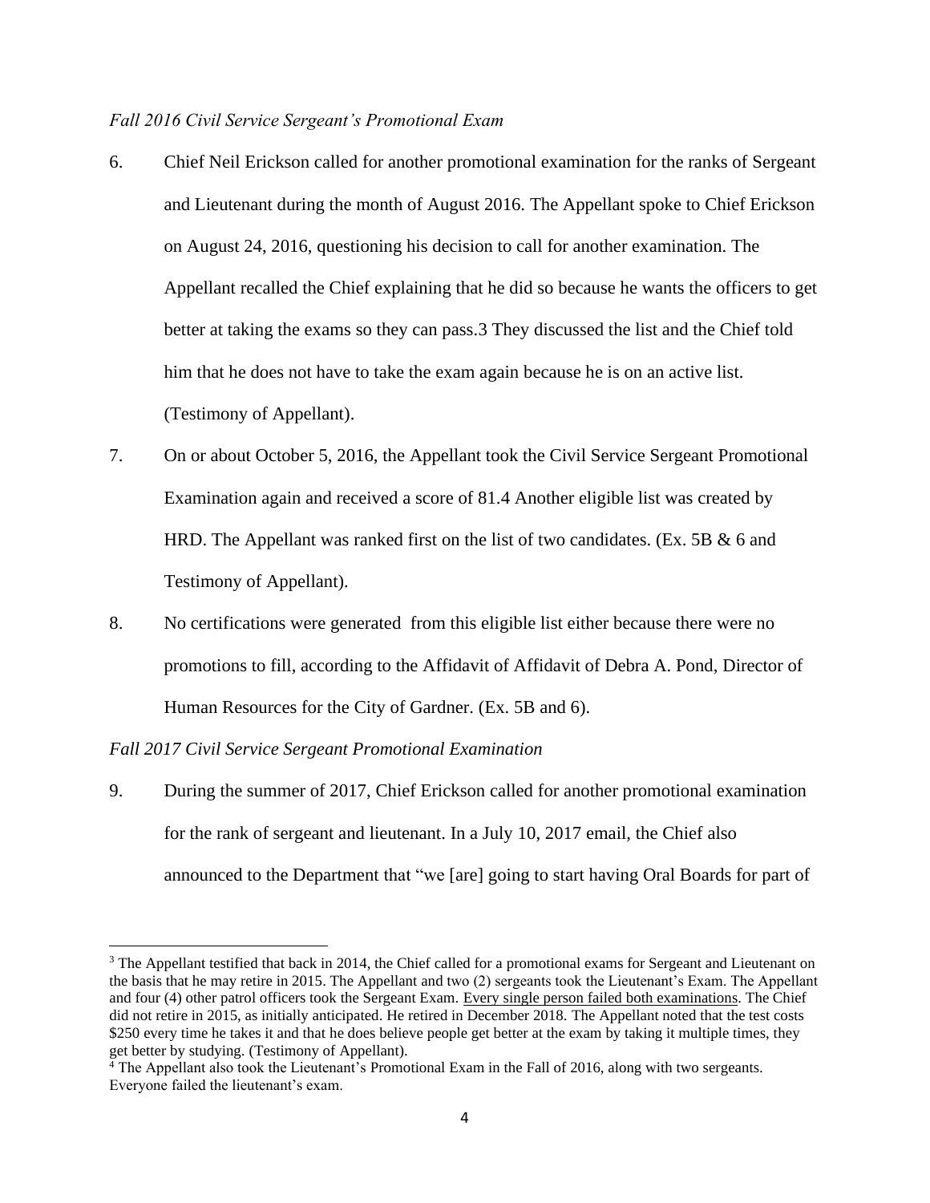*Fall 2016 Civil Service Sergeant's Promotional Exam*

6. Chief Neil Erickson called for another promotional examination for the ranks of Sergeant and Lieutenant during the month of August 2016. The Appellant spoke to Chief Erickson on August 24, 2016, questioning his decision to call for another examination. The Appellant recalled the Chief explaining that he did so because he wants the officers to get better at taking the exams so they can pass.[3] They discussed the list and the Chief told him that he does not have to take the exam again because he is on an active list. (Testimony of Appellant).

7. On or about October 5, 2016, the Appellant took the Civil Service Sergeant Promotional Examination again and received a score of 81.[4] Another eligible list was created by HRD. The Appellant was ranked first on the list of two candidates. (Ex. 5B & 6 and Testimony of Appellant).

8. No certifications were generated from this eligible list either because there were no promotions to fill, according to the Affidavit of Affidavit of Debra A. Pond, Director of Human Resources for the City of Gardner. (Ex. 5B and 6).

*Fall 2017 Civil Service Sergeant Promotional Examination*

9. During the summer of 2017, Chief Erickson called for another promotional examination for the rank of sergeant and lieutenant. In a July 10, 2017 email, the Chief also announced to the Department that "we [are] going to start having Oral Boards for part of

---

[3] The Appellant testified that back in 2014, the Chief called for a promotional exams for Sergeant and Lieutenant on the basis that he may retire in 2015. The Appellant and two (2) sergeants took the Lieutenant's Exam. The Appellant and four (4) other patrol officers took the Sergeant Exam. Every single person failed both examinations. The Chief did not retire in 2015, as initially anticipated. He retired in December 2018. The Appellant noted that the test costs $250 every time he takes it and that he does believe people get better at the exam by taking it multiple times, they get better by studying. (Testimony of Appellant).

[4] The Appellant also took the Lieutenant's Promotional Exam in the Fall of 2016, along with two sergeants. Everyone failed the lieutenant's exam.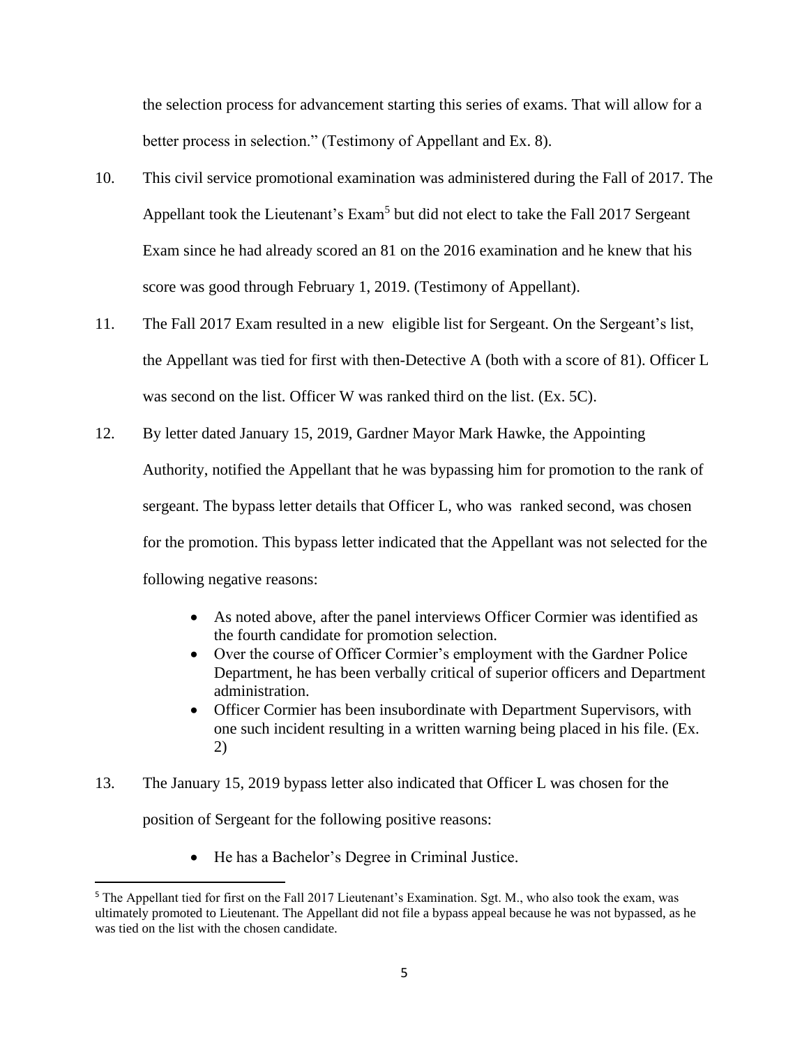the selection process for advancement starting this series of exams. That will allow for a better process in selection." (Testimony of Appellant and Ex. 8).

10. This civil service promotional examination was administered during the Fall of 2017. The Appellant took the Lieutenant's Exam[5] but did not elect to take the Fall 2017 Sergeant Exam since he had already scored an 81 on the 2016 examination and he knew that his score was good through February 1, 2019. (Testimony of Appellant).

11. The Fall 2017 Exam resulted in a new eligible list for Sergeant. On the Sergeant's list, the Appellant was tied for first with then-Detective A (both with a score of 81). Officer L was second on the list. Officer W was ranked third on the list. (Ex. 5C).

12. By letter dated January 15, 2019, Gardner Mayor Mark Hawke, the Appointing Authority, notified the Appellant that he was bypassing him for promotion to the rank of sergeant. The bypass letter details that Officer L, who was ranked second, was chosen for the promotion. This bypass letter indicated that the Appellant was not selected for the following negative reasons:

    - As noted above, after the panel interviews Officer Cormier was identified as the fourth candidate for promotion selection.
    - Over the course of Officer Cormier's employment with the Gardner Police Department, he has been verbally critical of superior officers and Department administration.
    - Officer Cormier has been insubordinate with Department Supervisors, with one such incident resulting in a written warning being placed in his file. (Ex. 2)

13. The January 15, 2019 bypass letter also indicated that Officer L was chosen for the position of Sergeant for the following positive reasons:

    - He has a Bachelor's Degree in Criminal Justice.

[5] The Appellant tied for first on the Fall 2017 Lieutenant's Examination. Sgt. M., who also took the exam, was ultimately promoted to Lieutenant. The Appellant did not file a bypass appeal because he was not bypassed, as he was tied on the list with the chosen candidate.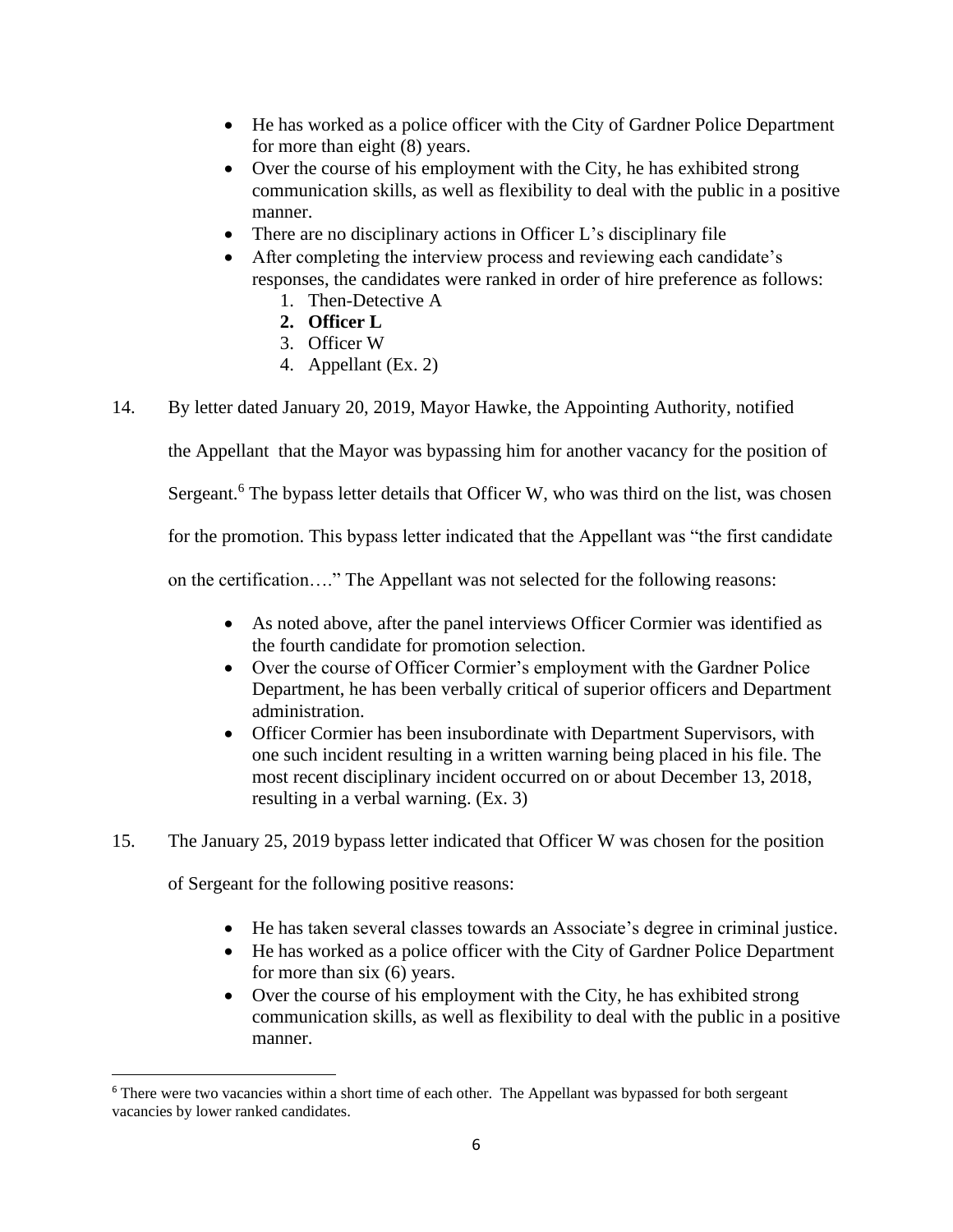- He has worked as a police officer with the City of Gardner Police Department for more than eight (8) years.
- Over the course of his employment with the City, he has exhibited strong communication skills, as well as flexibility to deal with the public in a positive manner.
- There are no disciplinary actions in Officer L's disciplinary file
- After completing the interview process and reviewing each candidate's responses, the candidates were ranked in order of hire preference as follows:
    1. Then-Detective A
    2. **Officer L**
    3. Officer W
    4. Appellant (Ex. 2)

14. By letter dated January 20, 2019, Mayor Hawke, the Appointing Authority, notified the Appellant that the Mayor was bypassing him for another vacancy for the position of Sergeant.[6] The bypass letter details that Officer W, who was third on the list, was chosen for the promotion. This bypass letter indicated that the Appellant was "the first candidate on the certification…." The Appellant was not selected for the following reasons:

    - As noted above, after the panel interviews Officer Cormier was identified as the fourth candidate for promotion selection.
    - Over the course of Officer Cormier's employment with the Gardner Police Department, he has been verbally critical of superior officers and Department administration.
    - Officer Cormier has been insubordinate with Department Supervisors, with one such incident resulting in a written warning being placed in his file. The most recent disciplinary incident occurred on or about December 13, 2018, resulting in a verbal warning. (Ex. 3)

15. The January 25, 2019 bypass letter indicated that Officer W was chosen for the position of Sergeant for the following positive reasons:

    - He has taken several classes towards an Associate's degree in criminal justice.
    - He has worked as a police officer with the City of Gardner Police Department for more than six (6) years.
    - Over the course of his employment with the City, he has exhibited strong communication skills, as well as flexibility to deal with the public in a positive manner.

[6] There were two vacancies within a short time of each other. The Appellant was bypassed for both sergeant vacancies by lower ranked candidates.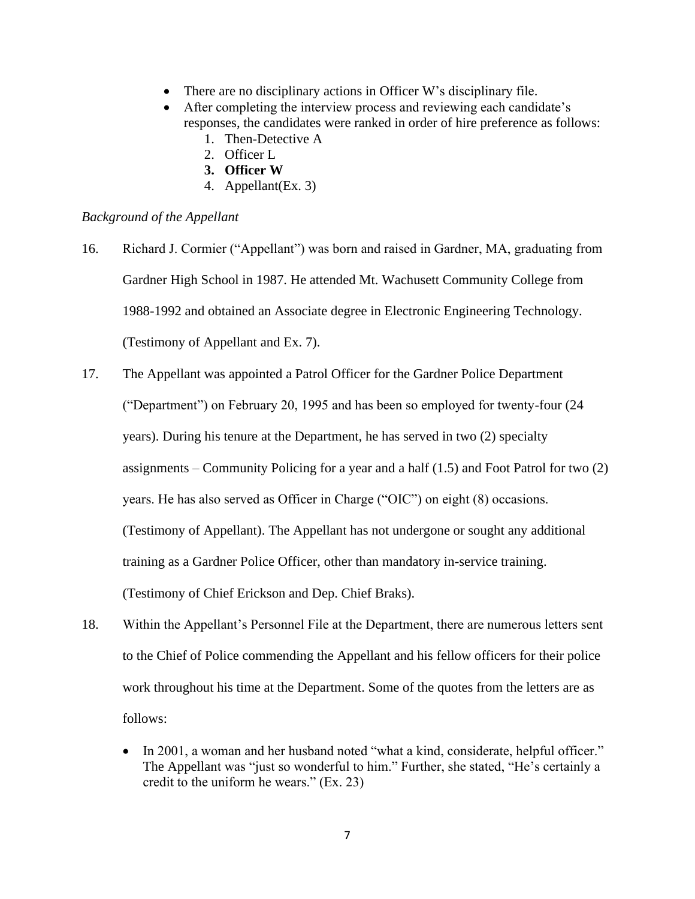- There are no disciplinary actions in Officer W's disciplinary file.
- After completing the interview process and reviewing each candidate's responses, the candidates were ranked in order of hire preference as follows:
    1. Then-Detective A
    2. Officer L
    3. **Officer W**
    4. Appellant(Ex. 3)

*Background of the Appellant*

16. Richard J. Cormier ("Appellant") was born and raised in Gardner, MA, graduating from Gardner High School in 1987. He attended Mt. Wachusett Community College from 1988-1992 and obtained an Associate degree in Electronic Engineering Technology. (Testimony of Appellant and Ex. 7).

17. The Appellant was appointed a Patrol Officer for the Gardner Police Department ("Department") on February 20, 1995 and has been so employed for twenty-four (24 years). During his tenure at the Department, he has served in two (2) specialty assignments – Community Policing for a year and a half (1.5) and Foot Patrol for two (2) years. He has also served as Officer in Charge ("OIC") on eight (8) occasions. (Testimony of Appellant). The Appellant has not undergone or sought any additional training as a Gardner Police Officer, other than mandatory in-service training. (Testimony of Chief Erickson and Dep. Chief Braks).

18. Within the Appellant's Personnel File at the Department, there are numerous letters sent to the Chief of Police commending the Appellant and his fellow officers for their police work throughout his time at the Department. Some of the quotes from the letters are as follows:

    - In 2001, a woman and her husband noted "what a kind, considerate, helpful officer." The Appellant was "just so wonderful to him." Further, she stated, "He's certainly a credit to the uniform he wears." (Ex. 23)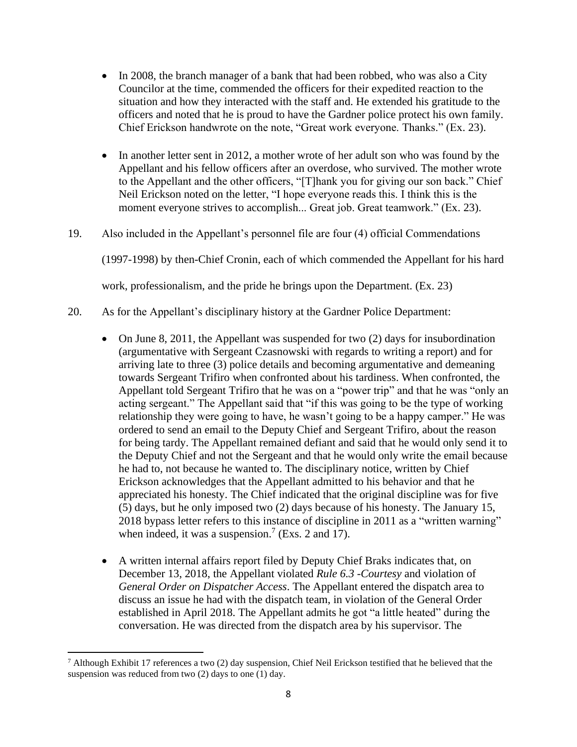- In 2008, the branch manager of a bank that had been robbed, who was also a City Councilor at the time, commended the officers for their expedited reaction to the situation and how they interacted with the staff and. He extended his gratitude to the officers and noted that he is proud to have the Gardner police protect his own family. Chief Erickson handwrote on the note, "Great work everyone. Thanks." (Ex. 23).

- In another letter sent in 2012, a mother wrote of her adult son who was found by the Appellant and his fellow officers after an overdose, who survived. The mother wrote to the Appellant and the other officers, "[T]hank you for giving our son back." Chief Neil Erickson noted on the letter, "I hope everyone reads this. I think this is the moment everyone strives to accomplish... Great job. Great teamwork." (Ex. 23).

19. Also included in the Appellant's personnel file are four (4) official Commendations (1997-1998) by then-Chief Cronin, each of which commended the Appellant for his hard work, professionalism, and the pride he brings upon the Department. (Ex. 23)

20. As for the Appellant's disciplinary history at the Gardner Police Department:

- On June 8, 2011, the Appellant was suspended for two (2) days for insubordination (argumentative with Sergeant Czasnowski with regards to writing a report) and for arriving late to three (3) police details and becoming argumentative and demeaning towards Sergeant Trifiro when confronted about his tardiness. When confronted, the Appellant told Sergeant Trifiro that he was on a "power trip" and that he was "only an acting sergeant." The Appellant said that "if this was going to be the type of working relationship they were going to have, he wasn't going to be a happy camper." He was ordered to send an email to the Deputy Chief and Sergeant Trifiro, about the reason for being tardy. The Appellant remained defiant and said that he would only send it to the Deputy Chief and not the Sergeant and that he would only write the email because he had to, not because he wanted to. The disciplinary notice, written by Chief Erickson acknowledges that the Appellant admitted to his behavior and that he appreciated his honesty. The Chief indicated that the original discipline was for five (5) days, but he only imposed two (2) days because of his honesty. The January 15, 2018 bypass letter refers to this instance of discipline in 2011 as a "written warning" when indeed, it was a suspension.[7] (Exs. 2 and 17).

- A written internal affairs report filed by Deputy Chief Braks indicates that, on December 13, 2018, the Appellant violated *Rule 6.3 -Courtesy* and violation of *General Order on Dispatcher Access*. The Appellant entered the dispatch area to discuss an issue he had with the dispatch team, in violation of the General Order established in April 2018. The Appellant admits he got "a little heated" during the conversation. He was directed from the dispatch area by his supervisor. The

---

[7] Although Exhibit 17 references a two (2) day suspension, Chief Neil Erickson testified that he believed that the suspension was reduced from two (2) days to one (1) day.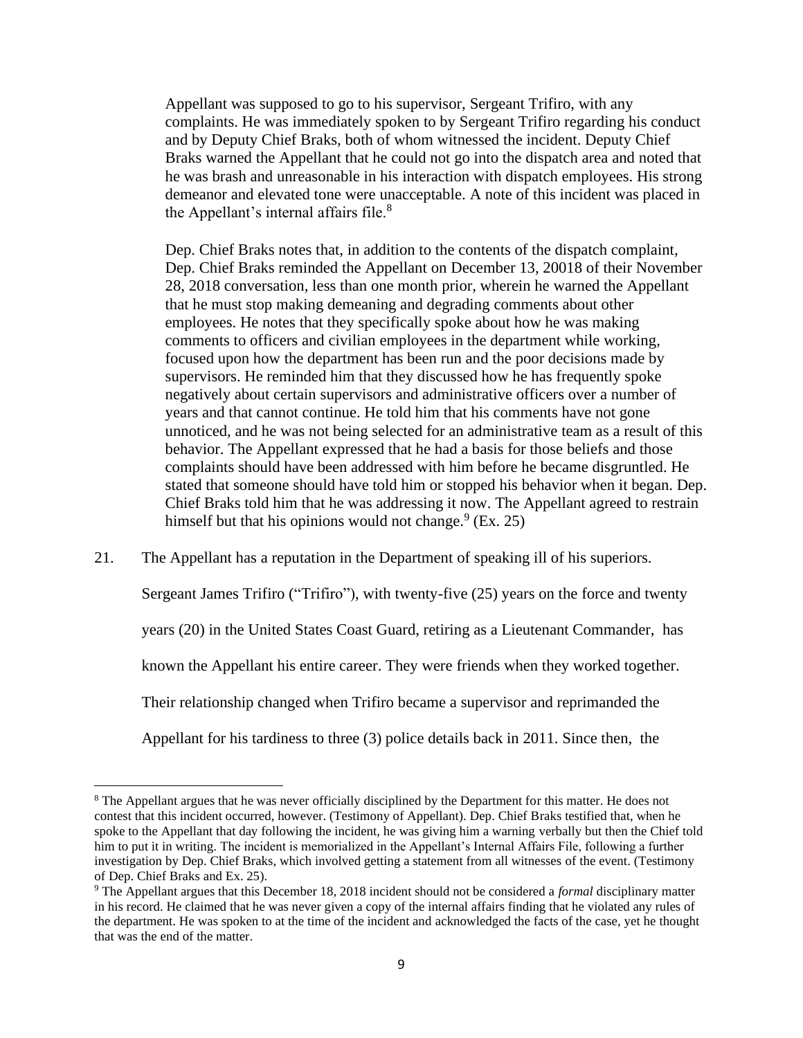Appellant was supposed to go to his supervisor, Sergeant Trifiro, with any complaints. He was immediately spoken to by Sergeant Trifiro regarding his conduct and by Deputy Chief Braks, both of whom witnessed the incident. Deputy Chief Braks warned the Appellant that he could not go into the dispatch area and noted that he was brash and unreasonable in his interaction with dispatch employees. His strong demeanor and elevated tone were unacceptable. A note of this incident was placed in the Appellant's internal affairs file.[8]

Dep. Chief Braks notes that, in addition to the contents of the dispatch complaint, Dep. Chief Braks reminded the Appellant on December 13, 20018 of their November 28, 2018 conversation, less than one month prior, wherein he warned the Appellant that he must stop making demeaning and degrading comments about other employees. He notes that they specifically spoke about how he was making comments to officers and civilian employees in the department while working, focused upon how the department has been run and the poor decisions made by supervisors. He reminded him that they discussed how he has frequently spoke negatively about certain supervisors and administrative officers over a number of years and that cannot continue. He told him that his comments have not gone unnoticed, and he was not being selected for an administrative team as a result of this behavior. The Appellant expressed that he had a basis for those beliefs and those complaints should have been addressed with him before he became disgruntled. He stated that someone should have told him or stopped his behavior when it began. Dep. Chief Braks told him that he was addressing it now. The Appellant agreed to restrain himself but that his opinions would not change.[9] (Ex. 25)

21. The Appellant has a reputation in the Department of speaking ill of his superiors. Sergeant James Trifiro ("Trifiro"), with twenty-five (25) years on the force and twenty years (20) in the United States Coast Guard, retiring as a Lieutenant Commander, has known the Appellant his entire career. They were friends when they worked together. Their relationship changed when Trifiro became a supervisor and reprimanded the Appellant for his tardiness to three (3) police details back in 2011. Since then, the

---

[8] The Appellant argues that he was never officially disciplined by the Department for this matter. He does not contest that this incident occurred, however. (Testimony of Appellant). Dep. Chief Braks testified that, when he spoke to the Appellant that day following the incident, he was giving him a warning verbally but then the Chief told him to put it in writing. The incident is memorialized in the Appellant's Internal Affairs File, following a further investigation by Dep. Chief Braks, which involved getting a statement from all witnesses of the event. (Testimony of Dep. Chief Braks and Ex. 25).

[9] The Appellant argues that this December 18, 2018 incident should not be considered a *formal* disciplinary matter in his record. He claimed that he was never given a copy of the internal affairs finding that he violated any rules of the department. He was spoken to at the time of the incident and acknowledged the facts of the case, yet he thought that was the end of the matter.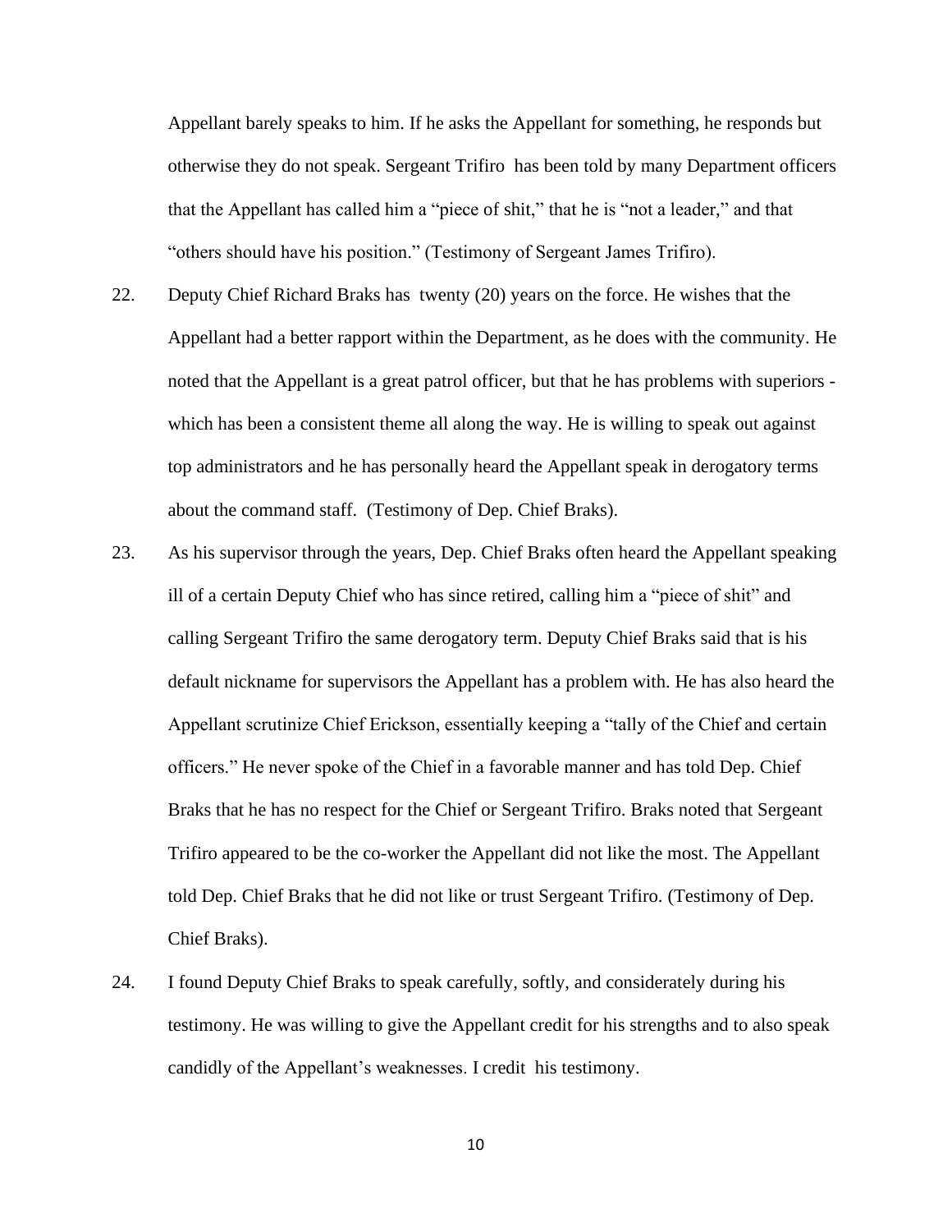Appellant barely speaks to him. If he asks the Appellant for something, he responds but otherwise they do not speak. Sergeant Trifiro has been told by many Department officers that the Appellant has called him a "piece of shit," that he is "not a leader," and that "others should have his position." (Testimony of Sergeant James Trifiro).

22. Deputy Chief Richard Braks has twenty (20) years on the force. He wishes that the Appellant had a better rapport within the Department, as he does with the community. He noted that the Appellant is a great patrol officer, but that he has problems with superiors - which has been a consistent theme all along the way. He is willing to speak out against top administrators and he has personally heard the Appellant speak in derogatory terms about the command staff. (Testimony of Dep. Chief Braks).

23. As his supervisor through the years, Dep. Chief Braks often heard the Appellant speaking ill of a certain Deputy Chief who has since retired, calling him a "piece of shit" and calling Sergeant Trifiro the same derogatory term. Deputy Chief Braks said that is his default nickname for supervisors the Appellant has a problem with. He has also heard the Appellant scrutinize Chief Erickson, essentially keeping a "tally of the Chief and certain officers." He never spoke of the Chief in a favorable manner and has told Dep. Chief Braks that he has no respect for the Chief or Sergeant Trifiro. Braks noted that Sergeant Trifiro appeared to be the co-worker the Appellant did not like the most. The Appellant told Dep. Chief Braks that he did not like or trust Sergeant Trifiro. (Testimony of Dep. Chief Braks).

24. I found Deputy Chief Braks to speak carefully, softly, and considerately during his testimony. He was willing to give the Appellant credit for his strengths and to also speak candidly of the Appellant's weaknesses. I credit his testimony.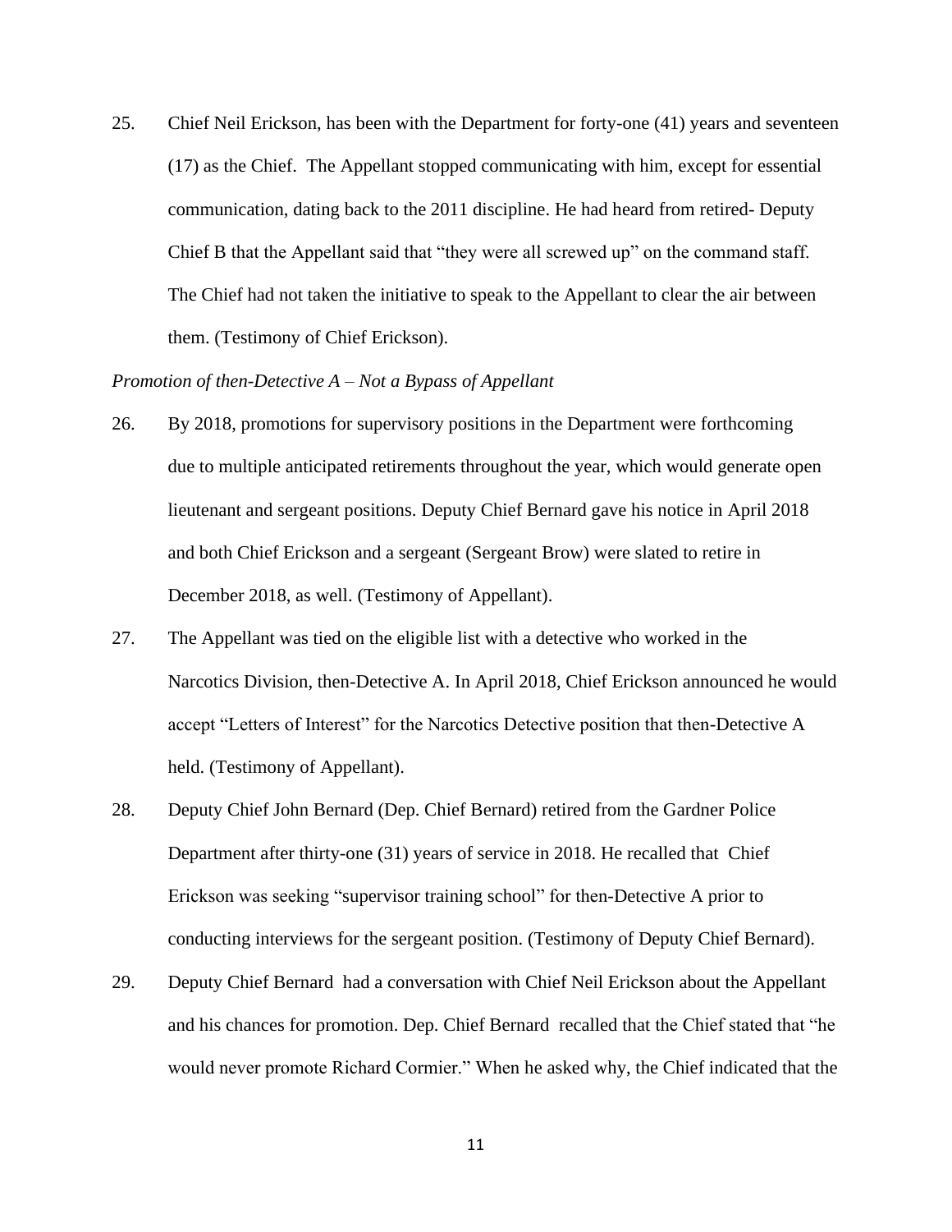25. Chief Neil Erickson, has been with the Department for forty-one (41) years and seventeen (17) as the Chief. The Appellant stopped communicating with him, except for essential communication, dating back to the 2011 discipline. He had heard from retired- Deputy Chief B that the Appellant said that "they were all screwed up" on the command staff. The Chief had not taken the initiative to speak to the Appellant to clear the air between them. (Testimony of Chief Erickson).

*Promotion of then-Detective A – Not a Bypass of Appellant*

26. By 2018, promotions for supervisory positions in the Department were forthcoming due to multiple anticipated retirements throughout the year, which would generate open lieutenant and sergeant positions. Deputy Chief Bernard gave his notice in April 2018 and both Chief Erickson and a sergeant (Sergeant Brow) were slated to retire in December 2018, as well. (Testimony of Appellant).

27. The Appellant was tied on the eligible list with a detective who worked in the Narcotics Division, then-Detective A. In April 2018, Chief Erickson announced he would accept "Letters of Interest" for the Narcotics Detective position that then-Detective A held. (Testimony of Appellant).

28. Deputy Chief John Bernard (Dep. Chief Bernard) retired from the Gardner Police Department after thirty-one (31) years of service in 2018. He recalled that Chief Erickson was seeking "supervisor training school" for then-Detective A prior to conducting interviews for the sergeant position. (Testimony of Deputy Chief Bernard).

29. Deputy Chief Bernard had a conversation with Chief Neil Erickson about the Appellant and his chances for promotion. Dep. Chief Bernard recalled that the Chief stated that "he would never promote Richard Cormier." When he asked why, the Chief indicated that the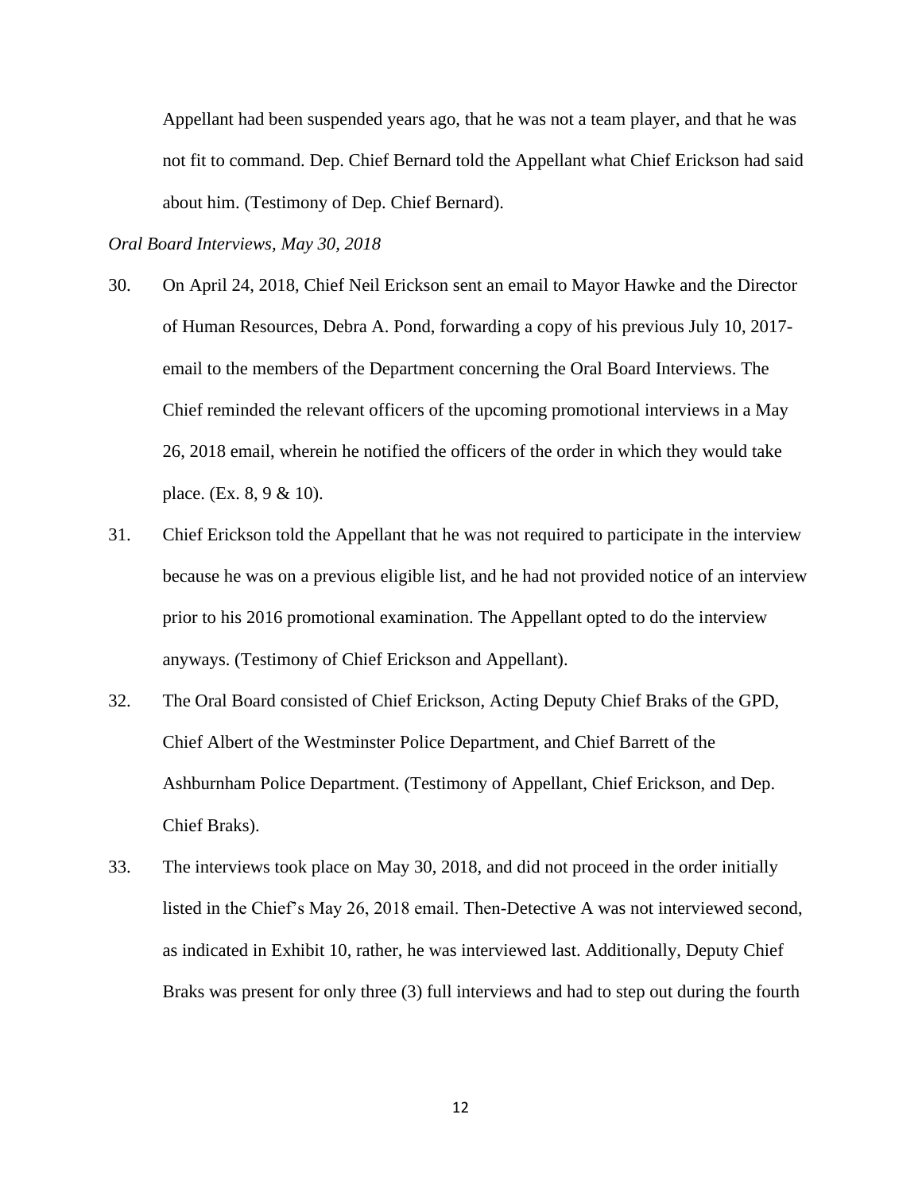Appellant had been suspended years ago, that he was not a team player, and that he was not fit to command. Dep. Chief Bernard told the Appellant what Chief Erickson had said about him. (Testimony of Dep. Chief Bernard).

*Oral Board Interviews, May 30, 2018*

30. On April 24, 2018, Chief Neil Erickson sent an email to Mayor Hawke and the Director of Human Resources, Debra A. Pond, forwarding a copy of his previous July 10, 2017-email to the members of the Department concerning the Oral Board Interviews. The Chief reminded the relevant officers of the upcoming promotional interviews in a May 26, 2018 email, wherein he notified the officers of the order in which they would take place. (Ex. 8, 9 & 10).

31. Chief Erickson told the Appellant that he was not required to participate in the interview because he was on a previous eligible list, and he had not provided notice of an interview prior to his 2016 promotional examination. The Appellant opted to do the interview anyways. (Testimony of Chief Erickson and Appellant).

32. The Oral Board consisted of Chief Erickson, Acting Deputy Chief Braks of the GPD, Chief Albert of the Westminster Police Department, and Chief Barrett of the Ashburnham Police Department. (Testimony of Appellant, Chief Erickson, and Dep. Chief Braks).

33. The interviews took place on May 30, 2018, and did not proceed in the order initially listed in the Chief's May 26, 2018 email. Then-Detective A was not interviewed second, as indicated in Exhibit 10, rather, he was interviewed last. Additionally, Deputy Chief Braks was present for only three (3) full interviews and had to step out during the fourth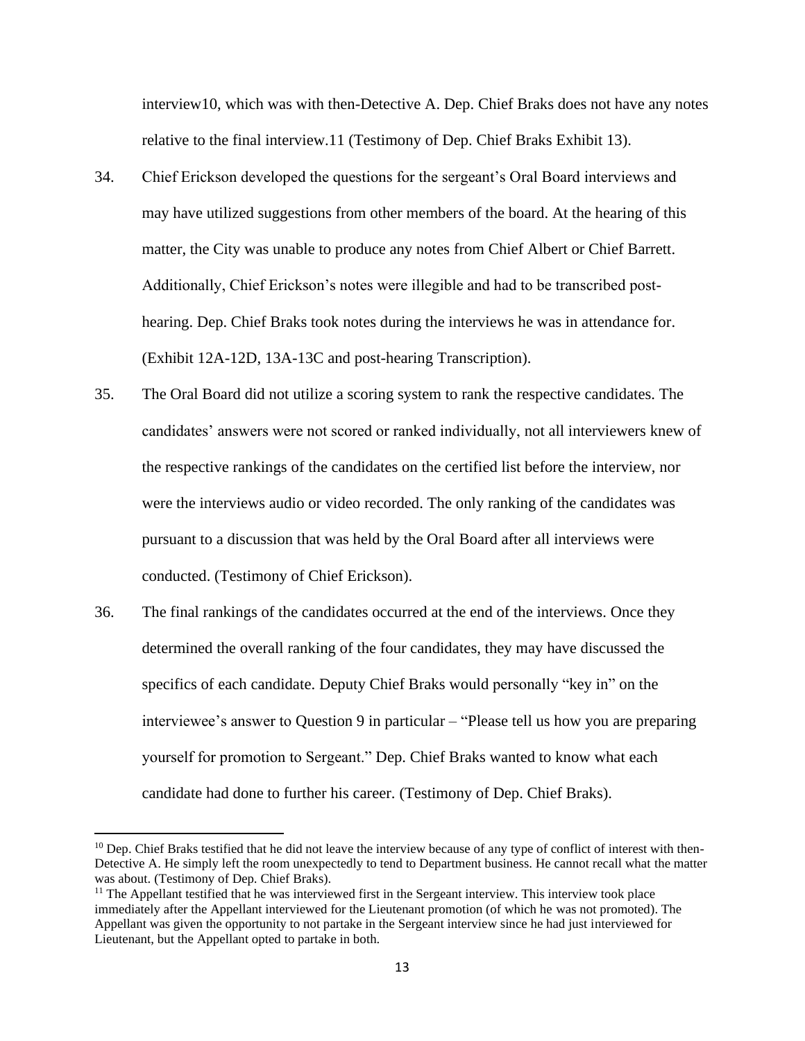interview10, which was with then-Detective A. Dep. Chief Braks does not have any notes relative to the final interview.11 (Testimony of Dep. Chief Braks Exhibit 13).

34. Chief Erickson developed the questions for the sergeant's Oral Board interviews and may have utilized suggestions from other members of the board. At the hearing of this matter, the City was unable to produce any notes from Chief Albert or Chief Barrett. Additionally, Chief Erickson's notes were illegible and had to be transcribed post-hearing. Dep. Chief Braks took notes during the interviews he was in attendance for. (Exhibit 12A-12D, 13A-13C and post-hearing Transcription).

35. The Oral Board did not utilize a scoring system to rank the respective candidates. The candidates' answers were not scored or ranked individually, not all interviewers knew of the respective rankings of the candidates on the certified list before the interview, nor were the interviews audio or video recorded. The only ranking of the candidates was pursuant to a discussion that was held by the Oral Board after all interviews were conducted. (Testimony of Chief Erickson).

36. The final rankings of the candidates occurred at the end of the interviews. Once they determined the overall ranking of the four candidates, they may have discussed the specifics of each candidate. Deputy Chief Braks would personally "key in" on the interviewee's answer to Question 9 in particular – "Please tell us how you are preparing yourself for promotion to Sergeant." Dep. Chief Braks wanted to know what each candidate had done to further his career. (Testimony of Dep. Chief Braks).

---

[10] Dep. Chief Braks testified that he did not leave the interview because of any type of conflict of interest with then-Detective A. He simply left the room unexpectedly to tend to Department business. He cannot recall what the matter was about. (Testimony of Dep. Chief Braks).

[11] The Appellant testified that he was interviewed first in the Sergeant interview. This interview took place immediately after the Appellant interviewed for the Lieutenant promotion (of which he was not promoted). The Appellant was given the opportunity to not partake in the Sergeant interview since he had just interviewed for Lieutenant, but the Appellant opted to partake in both.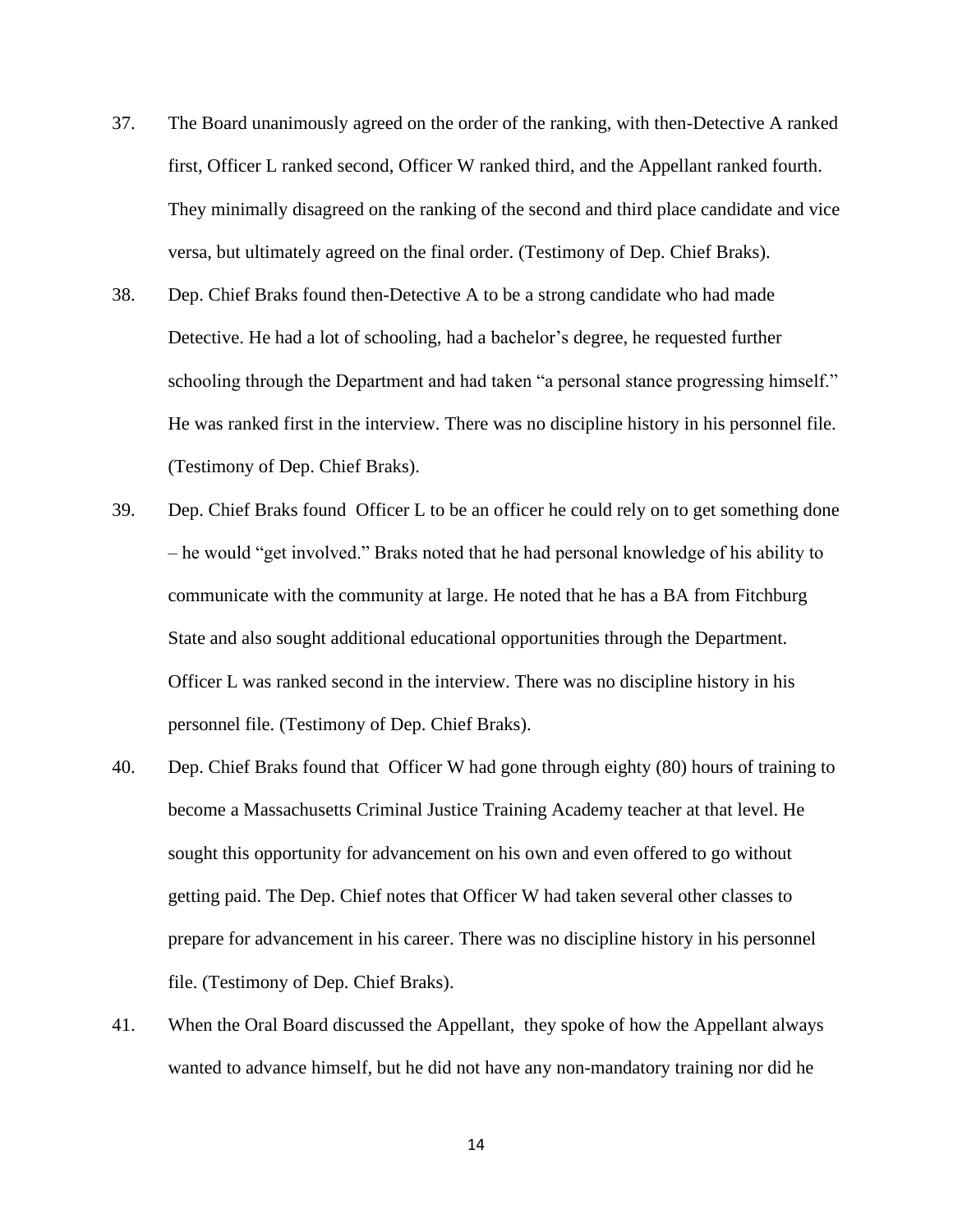37. The Board unanimously agreed on the order of the ranking, with then-Detective A ranked first, Officer L ranked second, Officer W ranked third, and the Appellant ranked fourth. They minimally disagreed on the ranking of the second and third place candidate and vice versa, but ultimately agreed on the final order. (Testimony of Dep. Chief Braks).

38. Dep. Chief Braks found then-Detective A to be a strong candidate who had made Detective. He had a lot of schooling, had a bachelor's degree, he requested further schooling through the Department and had taken "a personal stance progressing himself." He was ranked first in the interview. There was no discipline history in his personnel file. (Testimony of Dep. Chief Braks).

39. Dep. Chief Braks found Officer L to be an officer he could rely on to get something done – he would "get involved." Braks noted that he had personal knowledge of his ability to communicate with the community at large. He noted that he has a BA from Fitchburg State and also sought additional educational opportunities through the Department. Officer L was ranked second in the interview. There was no discipline history in his personnel file. (Testimony of Dep. Chief Braks).

40. Dep. Chief Braks found that Officer W had gone through eighty (80) hours of training to become a Massachusetts Criminal Justice Training Academy teacher at that level. He sought this opportunity for advancement on his own and even offered to go without getting paid. The Dep. Chief notes that Officer W had taken several other classes to prepare for advancement in his career. There was no discipline history in his personnel file. (Testimony of Dep. Chief Braks).

41. When the Oral Board discussed the Appellant, they spoke of how the Appellant always wanted to advance himself, but he did not have any non-mandatory training nor did he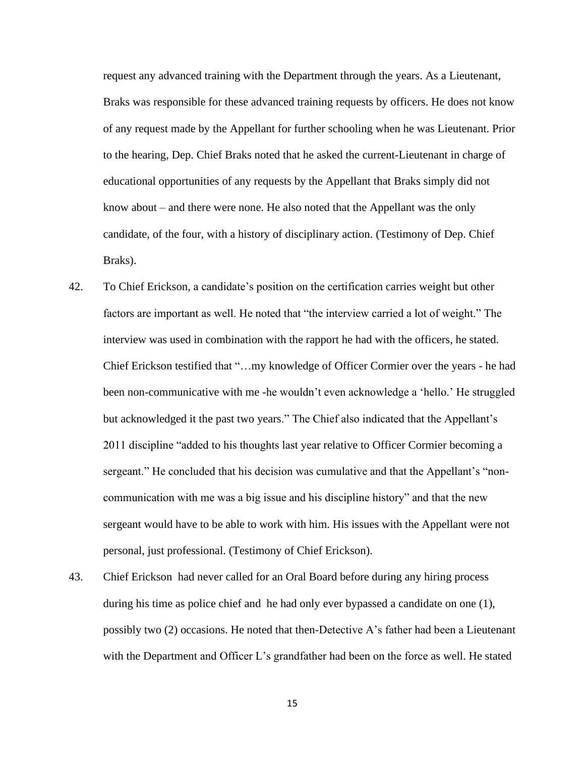request any advanced training with the Department through the years. As a Lieutenant, Braks was responsible for these advanced training requests by officers. He does not know of any request made by the Appellant for further schooling when he was Lieutenant. Prior to the hearing, Dep. Chief Braks noted that he asked the current-Lieutenant in charge of educational opportunities of any requests by the Appellant that Braks simply did not know about – and there were none. He also noted that the Appellant was the only candidate, of the four, with a history of disciplinary action. (Testimony of Dep. Chief Braks).

42. To Chief Erickson, a candidate's position on the certification carries weight but other factors are important as well. He noted that "the interview carried a lot of weight." The interview was used in combination with the rapport he had with the officers, he stated. Chief Erickson testified that "…my knowledge of Officer Cormier over the years - he had been non-communicative with me -he wouldn't even acknowledge a 'hello.' He struggled but acknowledged it the past two years." The Chief also indicated that the Appellant's 2011 discipline "added to his thoughts last year relative to Officer Cormier becoming a sergeant." He concluded that his decision was cumulative and that the Appellant's "non-communication with me was a big issue and his discipline history" and that the new sergeant would have to be able to work with him. His issues with the Appellant were not personal, just professional. (Testimony of Chief Erickson).

43. Chief Erickson had never called for an Oral Board before during any hiring process during his time as police chief and he had only ever bypassed a candidate on one (1), possibly two (2) occasions. He noted that then-Detective A's father had been a Lieutenant with the Department and Officer L's grandfather had been on the force as well. He stated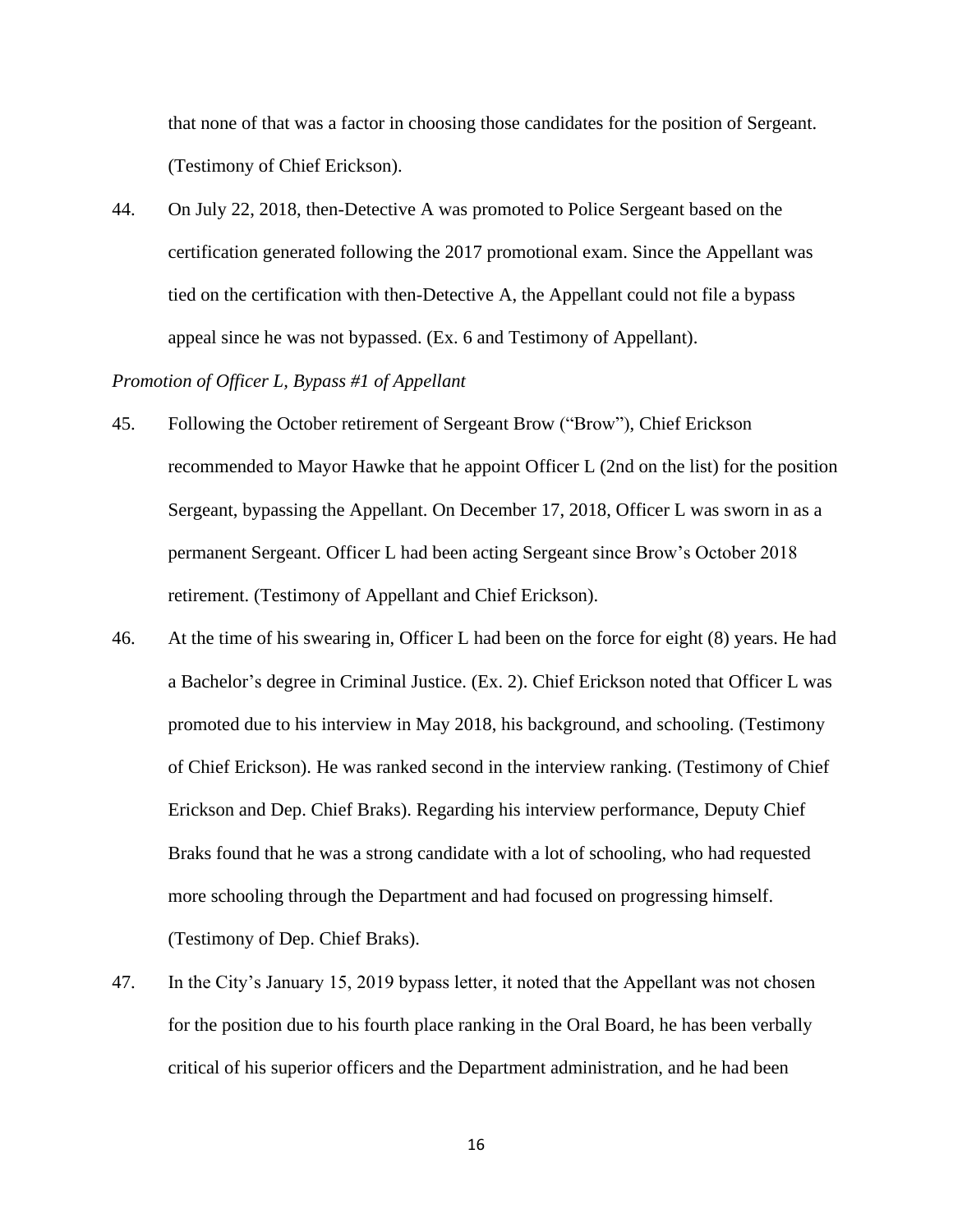that none of that was a factor in choosing those candidates for the position of Sergeant. (Testimony of Chief Erickson).

44. On July 22, 2018, then-Detective A was promoted to Police Sergeant based on the certification generated following the 2017 promotional exam. Since the Appellant was tied on the certification with then-Detective A, the Appellant could not file a bypass appeal since he was not bypassed. (Ex. 6 and Testimony of Appellant).

*Promotion of Officer L, Bypass #1 of Appellant*

45. Following the October retirement of Sergeant Brow ("Brow"), Chief Erickson recommended to Mayor Hawke that he appoint Officer L (2nd on the list) for the position Sergeant, bypassing the Appellant. On December 17, 2018, Officer L was sworn in as a permanent Sergeant. Officer L had been acting Sergeant since Brow's October 2018 retirement. (Testimony of Appellant and Chief Erickson).

46. At the time of his swearing in, Officer L had been on the force for eight (8) years. He had a Bachelor's degree in Criminal Justice. (Ex. 2). Chief Erickson noted that Officer L was promoted due to his interview in May 2018, his background, and schooling. (Testimony of Chief Erickson). He was ranked second in the interview ranking. (Testimony of Chief Erickson and Dep. Chief Braks). Regarding his interview performance, Deputy Chief Braks found that he was a strong candidate with a lot of schooling, who had requested more schooling through the Department and had focused on progressing himself. (Testimony of Dep. Chief Braks).

47. In the City's January 15, 2019 bypass letter, it noted that the Appellant was not chosen for the position due to his fourth place ranking in the Oral Board, he has been verbally critical of his superior officers and the Department administration, and he had been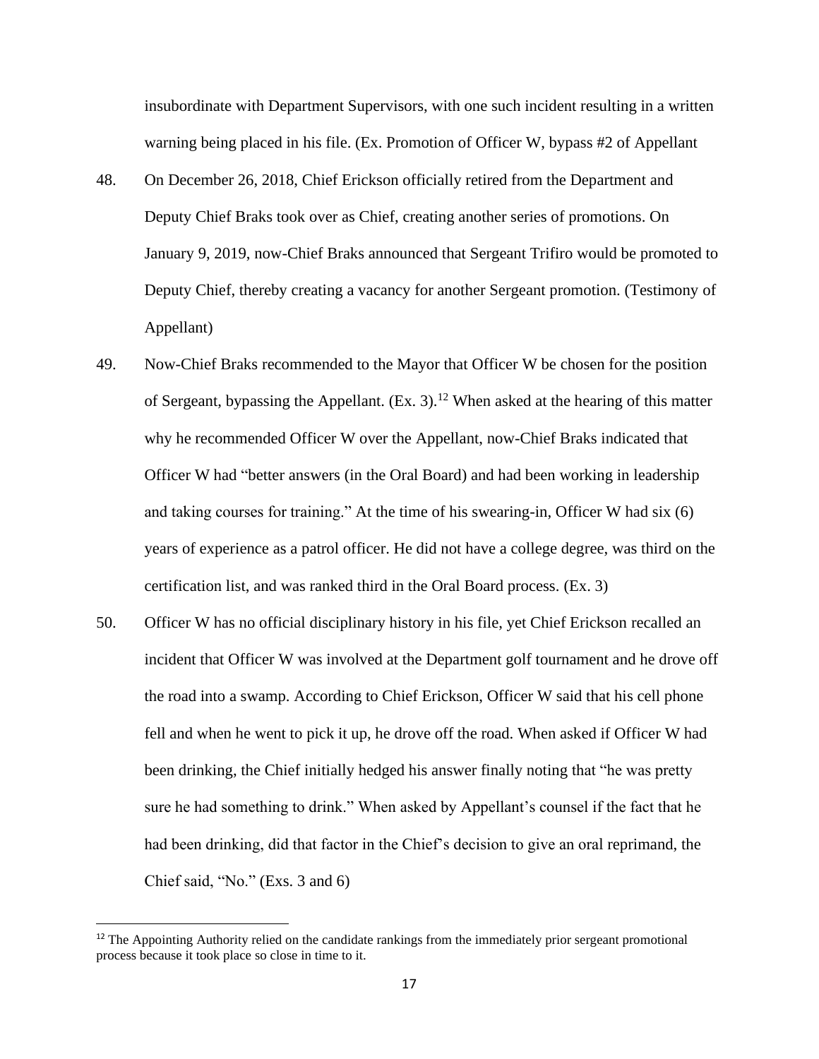insubordinate with Department Supervisors, with one such incident resulting in a written warning being placed in his file. (Ex. Promotion of Officer W, bypass #2 of Appellant

48. On December 26, 2018, Chief Erickson officially retired from the Department and Deputy Chief Braks took over as Chief, creating another series of promotions. On January 9, 2019, now-Chief Braks announced that Sergeant Trifiro would be promoted to Deputy Chief, thereby creating a vacancy for another Sergeant promotion. (Testimony of Appellant)

49. Now-Chief Braks recommended to the Mayor that Officer W be chosen for the position of Sergeant, bypassing the Appellant. (Ex. 3).[12] When asked at the hearing of this matter why he recommended Officer W over the Appellant, now-Chief Braks indicated that Officer W had "better answers (in the Oral Board) and had been working in leadership and taking courses for training." At the time of his swearing-in, Officer W had six (6) years of experience as a patrol officer. He did not have a college degree, was third on the certification list, and was ranked third in the Oral Board process. (Ex. 3)

50. Officer W has no official disciplinary history in his file, yet Chief Erickson recalled an incident that Officer W was involved at the Department golf tournament and he drove off the road into a swamp. According to Chief Erickson, Officer W said that his cell phone fell and when he went to pick it up, he drove off the road. When asked if Officer W had been drinking, the Chief initially hedged his answer finally noting that "he was pretty sure he had something to drink." When asked by Appellant's counsel if the fact that he had been drinking, did that factor in the Chief's decision to give an oral reprimand, the Chief said, "No." (Exs. 3 and 6)

---

[12] The Appointing Authority relied on the candidate rankings from the immediately prior sergeant promotional process because it took place so close in time to it.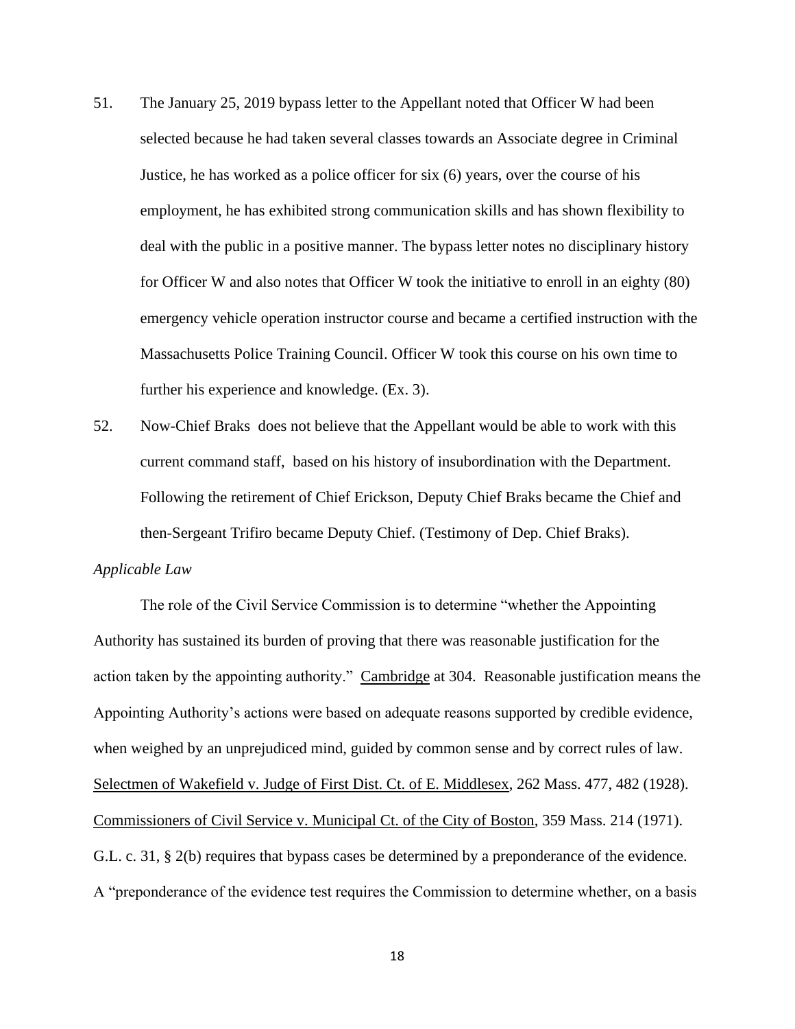51. The January 25, 2019 bypass letter to the Appellant noted that Officer W had been selected because he had taken several classes towards an Associate degree in Criminal Justice, he has worked as a police officer for six (6) years, over the course of his employment, he has exhibited strong communication skills and has shown flexibility to deal with the public in a positive manner. The bypass letter notes no disciplinary history for Officer W and also notes that Officer W took the initiative to enroll in an eighty (80) emergency vehicle operation instructor course and became a certified instruction with the Massachusetts Police Training Council. Officer W took this course on his own time to further his experience and knowledge. (Ex. 3).

52. Now-Chief Braks does not believe that the Appellant would be able to work with this current command staff, based on his history of insubordination with the Department. Following the retirement of Chief Erickson, Deputy Chief Braks became the Chief and then-Sergeant Trifiro became Deputy Chief. (Testimony of Dep. Chief Braks).

*Applicable Law*

The role of the Civil Service Commission is to determine "whether the Appointing Authority has sustained its burden of proving that there was reasonable justification for the action taken by the appointing authority." Cambridge at 304. Reasonable justification means the Appointing Authority's actions were based on adequate reasons supported by credible evidence, when weighed by an unprejudiced mind, guided by common sense and by correct rules of law. Selectmen of Wakefield v. Judge of First Dist. Ct. of E. Middlesex, 262 Mass. 477, 482 (1928). Commissioners of Civil Service v. Municipal Ct. of the City of Boston, 359 Mass. 214 (1971). G.L. c. 31, § 2(b) requires that bypass cases be determined by a preponderance of the evidence. A "preponderance of the evidence test requires the Commission to determine whether, on a basis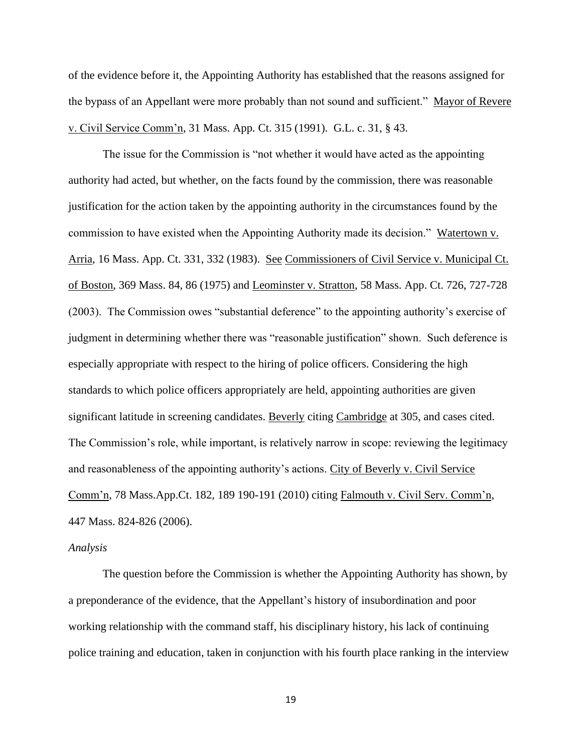of the evidence before it, the Appointing Authority has established that the reasons assigned for the bypass of an Appellant were more probably than not sound and sufficient." Mayor of Revere v. Civil Service Comm'n, 31 Mass. App. Ct. 315 (1991). G.L. c. 31, § 43.

The issue for the Commission is "not whether it would have acted as the appointing authority had acted, but whether, on the facts found by the commission, there was reasonable justification for the action taken by the appointing authority in the circumstances found by the commission to have existed when the Appointing Authority made its decision." Watertown v. Arria, 16 Mass. App. Ct. 331, 332 (1983). See Commissioners of Civil Service v. Municipal Ct. of Boston, 369 Mass. 84, 86 (1975) and Leominster v. Stratton, 58 Mass. App. Ct. 726, 727-728 (2003). The Commission owes "substantial deference" to the appointing authority's exercise of judgment in determining whether there was "reasonable justification" shown. Such deference is especially appropriate with respect to the hiring of police officers. Considering the high standards to which police officers appropriately are held, appointing authorities are given significant latitude in screening candidates. Beverly citing Cambridge at 305, and cases cited. The Commission's role, while important, is relatively narrow in scope: reviewing the legitimacy and reasonableness of the appointing authority's actions. City of Beverly v. Civil Service Comm'n, 78 Mass.App.Ct. 182, 189 190-191 (2010) citing Falmouth v. Civil Serv. Comm'n, 447 Mass. 824-826 (2006).

*Analysis*

The question before the Commission is whether the Appointing Authority has shown, by a preponderance of the evidence, that the Appellant's history of insubordination and poor working relationship with the command staff, his disciplinary history, his lack of continuing police training and education, taken in conjunction with his fourth place ranking in the interview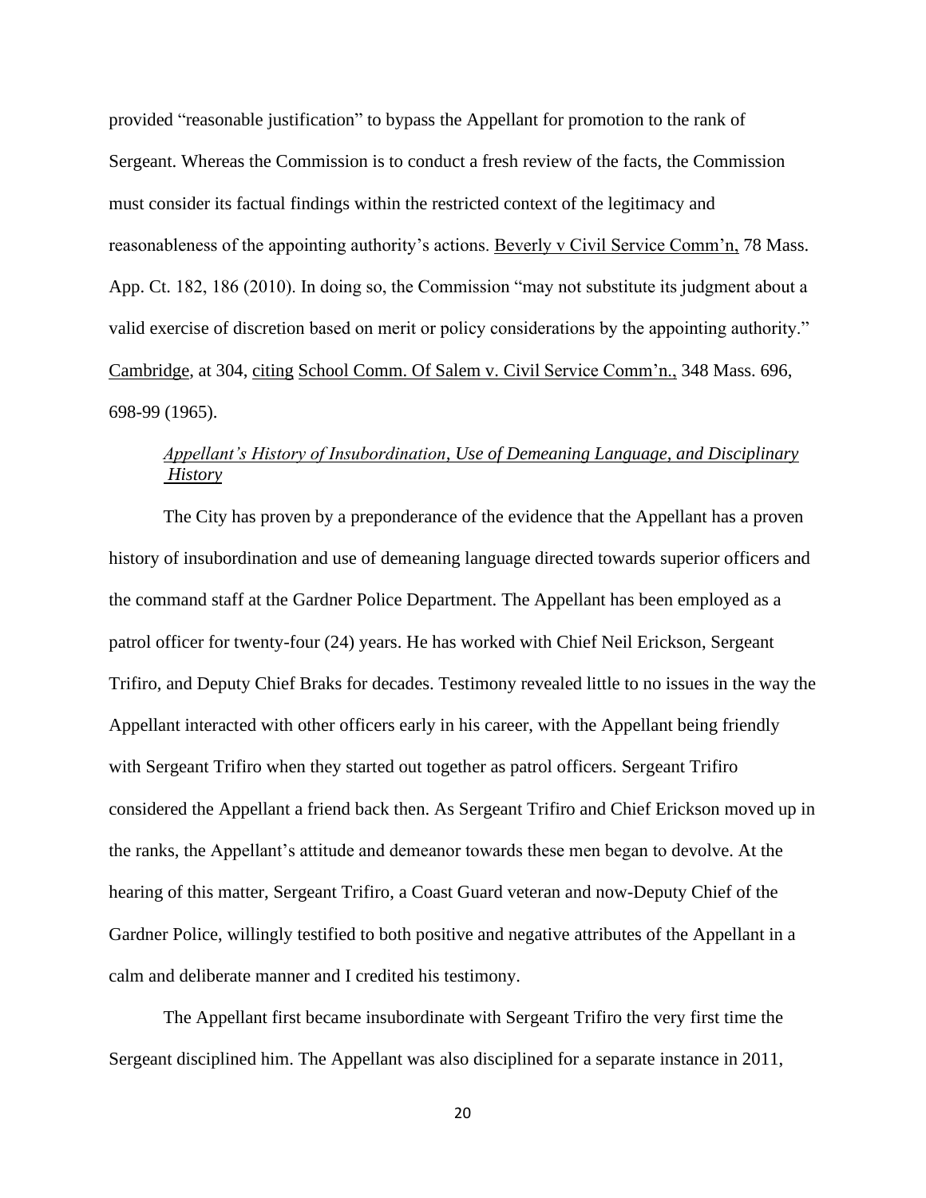provided "reasonable justification" to bypass the Appellant for promotion to the rank of Sergeant. Whereas the Commission is to conduct a fresh review of the facts, the Commission must consider its factual findings within the restricted context of the legitimacy and reasonableness of the appointing authority's actions. Beverly v Civil Service Comm'n, 78 Mass. App. Ct. 182, 186 (2010). In doing so, the Commission "may not substitute its judgment about a valid exercise of discretion based on merit or policy considerations by the appointing authority." Cambridge, at 304, citing School Comm. Of Salem v. Civil Service Comm'n., 348 Mass. 696, 698-99 (1965).

*Appellant's History of Insubordination, Use of Demeaning Language, and Disciplinary History*

The City has proven by a preponderance of the evidence that the Appellant has a proven history of insubordination and use of demeaning language directed towards superior officers and the command staff at the Gardner Police Department. The Appellant has been employed as a patrol officer for twenty-four (24) years. He has worked with Chief Neil Erickson, Sergeant Trifiro, and Deputy Chief Braks for decades. Testimony revealed little to no issues in the way the Appellant interacted with other officers early in his career, with the Appellant being friendly with Sergeant Trifiro when they started out together as patrol officers. Sergeant Trifiro considered the Appellant a friend back then. As Sergeant Trifiro and Chief Erickson moved up in the ranks, the Appellant's attitude and demeanor towards these men began to devolve. At the hearing of this matter, Sergeant Trifiro, a Coast Guard veteran and now-Deputy Chief of the Gardner Police, willingly testified to both positive and negative attributes of the Appellant in a calm and deliberate manner and I credited his testimony.

The Appellant first became insubordinate with Sergeant Trifiro the very first time the Sergeant disciplined him. The Appellant was also disciplined for a separate instance in 2011,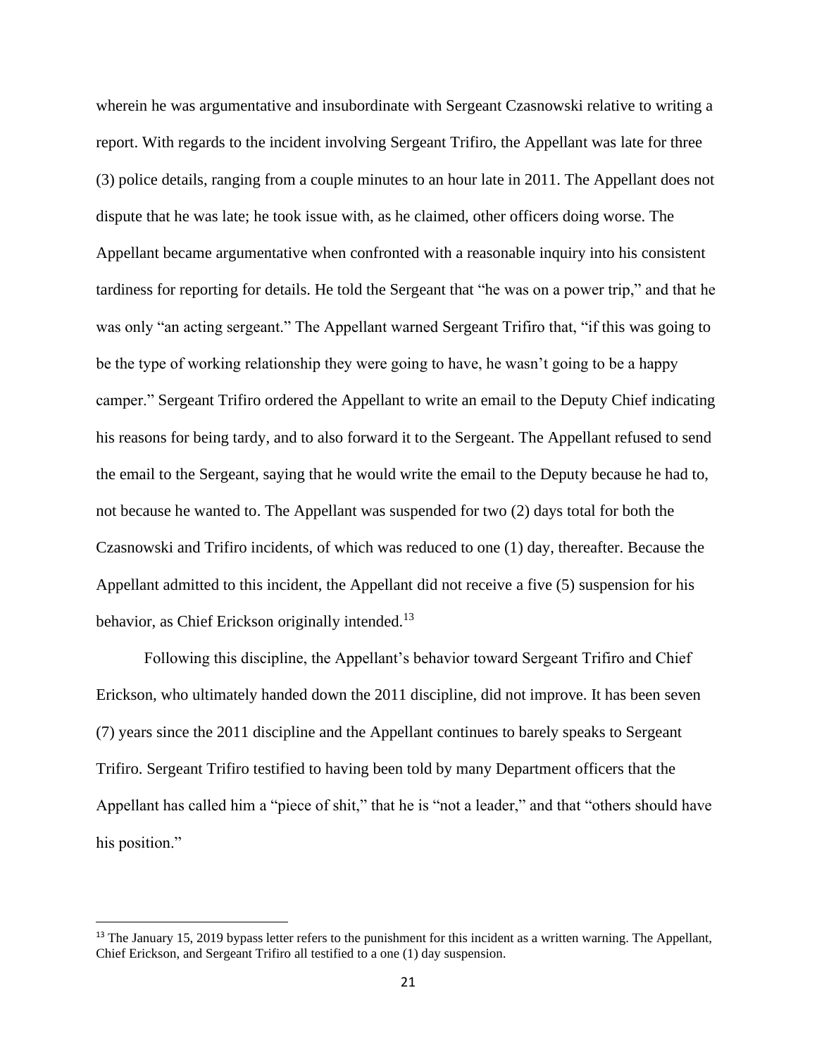wherein he was argumentative and insubordinate with Sergeant Czasnowski relative to writing a report. With regards to the incident involving Sergeant Trifiro, the Appellant was late for three (3) police details, ranging from a couple minutes to an hour late in 2011. The Appellant does not dispute that he was late; he took issue with, as he claimed, other officers doing worse. The Appellant became argumentative when confronted with a reasonable inquiry into his consistent tardiness for reporting for details. He told the Sergeant that "he was on a power trip," and that he was only "an acting sergeant." The Appellant warned Sergeant Trifiro that, "if this was going to be the type of working relationship they were going to have, he wasn't going to be a happy camper." Sergeant Trifiro ordered the Appellant to write an email to the Deputy Chief indicating his reasons for being tardy, and to also forward it to the Sergeant. The Appellant refused to send the email to the Sergeant, saying that he would write the email to the Deputy because he had to, not because he wanted to. The Appellant was suspended for two (2) days total for both the Czasnowski and Trifiro incidents, of which was reduced to one (1) day, thereafter. Because the Appellant admitted to this incident, the Appellant did not receive a five (5) suspension for his behavior, as Chief Erickson originally intended.[13]

Following this discipline, the Appellant's behavior toward Sergeant Trifiro and Chief Erickson, who ultimately handed down the 2011 discipline, did not improve. It has been seven (7) years since the 2011 discipline and the Appellant continues to barely speaks to Sergeant Trifiro. Sergeant Trifiro testified to having been told by many Department officers that the Appellant has called him a "piece of shit," that he is "not a leader," and that "others should have his position."

---

[13] The January 15, 2019 bypass letter refers to the punishment for this incident as a written warning. The Appellant, Chief Erickson, and Sergeant Trifiro all testified to a one (1) day suspension.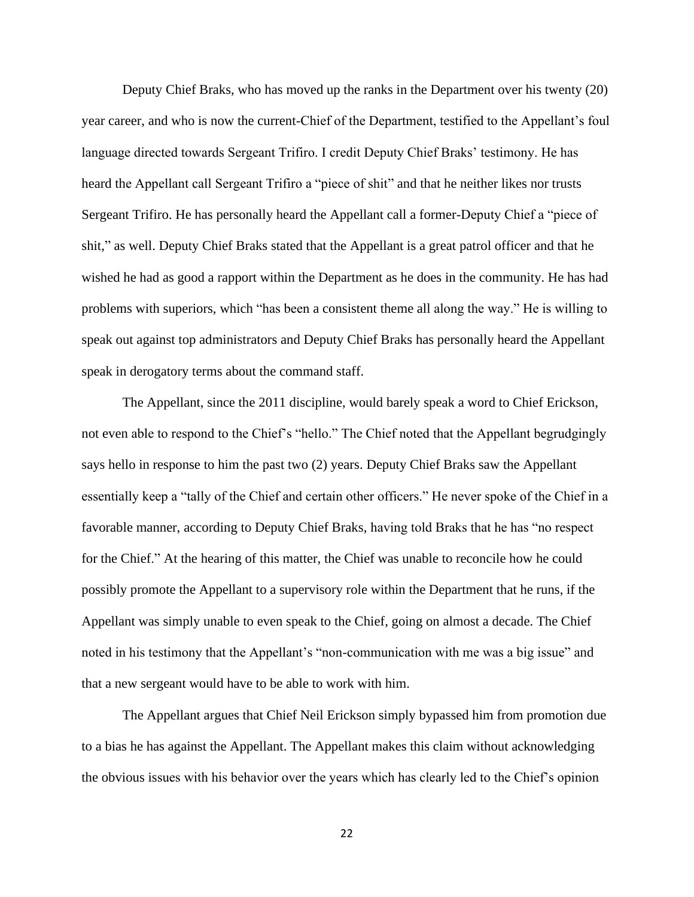Deputy Chief Braks, who has moved up the ranks in the Department over his twenty (20) year career, and who is now the current-Chief of the Department, testified to the Appellant's foul language directed towards Sergeant Trifiro. I credit Deputy Chief Braks' testimony. He has heard the Appellant call Sergeant Trifiro a "piece of shit" and that he neither likes nor trusts Sergeant Trifiro. He has personally heard the Appellant call a former-Deputy Chief a "piece of shit," as well. Deputy Chief Braks stated that the Appellant is a great patrol officer and that he wished he had as good a rapport within the Department as he does in the community. He has had problems with superiors, which "has been a consistent theme all along the way." He is willing to speak out against top administrators and Deputy Chief Braks has personally heard the Appellant speak in derogatory terms about the command staff.

The Appellant, since the 2011 discipline, would barely speak a word to Chief Erickson, not even able to respond to the Chief's "hello." The Chief noted that the Appellant begrudgingly says hello in response to him the past two (2) years. Deputy Chief Braks saw the Appellant essentially keep a "tally of the Chief and certain other officers." He never spoke of the Chief in a favorable manner, according to Deputy Chief Braks, having told Braks that he has "no respect for the Chief." At the hearing of this matter, the Chief was unable to reconcile how he could possibly promote the Appellant to a supervisory role within the Department that he runs, if the Appellant was simply unable to even speak to the Chief, going on almost a decade. The Chief noted in his testimony that the Appellant's "non-communication with me was a big issue" and that a new sergeant would have to be able to work with him.

The Appellant argues that Chief Neil Erickson simply bypassed him from promotion due to a bias he has against the Appellant. The Appellant makes this claim without acknowledging the obvious issues with his behavior over the years which has clearly led to the Chief's opinion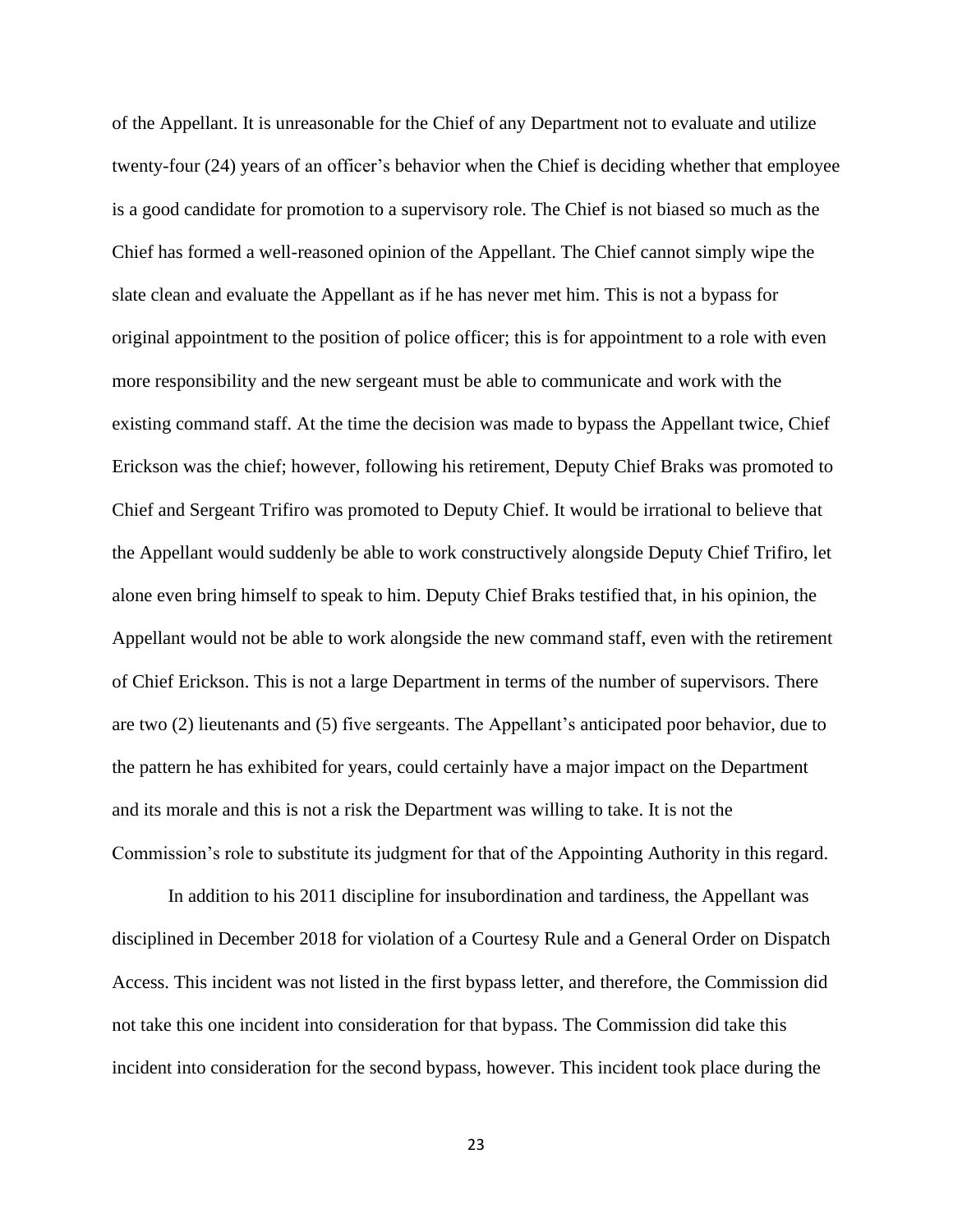of the Appellant. It is unreasonable for the Chief of any Department not to evaluate and utilize twenty-four (24) years of an officer's behavior when the Chief is deciding whether that employee is a good candidate for promotion to a supervisory role. The Chief is not biased so much as the Chief has formed a well-reasoned opinion of the Appellant. The Chief cannot simply wipe the slate clean and evaluate the Appellant as if he has never met him. This is not a bypass for original appointment to the position of police officer; this is for appointment to a role with even more responsibility and the new sergeant must be able to communicate and work with the existing command staff. At the time the decision was made to bypass the Appellant twice, Chief Erickson was the chief; however, following his retirement, Deputy Chief Braks was promoted to Chief and Sergeant Trifiro was promoted to Deputy Chief. It would be irrational to believe that the Appellant would suddenly be able to work constructively alongside Deputy Chief Trifiro, let alone even bring himself to speak to him. Deputy Chief Braks testified that, in his opinion, the Appellant would not be able to work alongside the new command staff, even with the retirement of Chief Erickson. This is not a large Department in terms of the number of supervisors. There are two (2) lieutenants and (5) five sergeants. The Appellant's anticipated poor behavior, due to the pattern he has exhibited for years, could certainly have a major impact on the Department and its morale and this is not a risk the Department was willing to take. It is not the Commission's role to substitute its judgment for that of the Appointing Authority in this regard.

In addition to his 2011 discipline for insubordination and tardiness, the Appellant was disciplined in December 2018 for violation of a Courtesy Rule and a General Order on Dispatch Access. This incident was not listed in the first bypass letter, and therefore, the Commission did not take this one incident into consideration for that bypass. The Commission did take this incident into consideration for the second bypass, however. This incident took place during the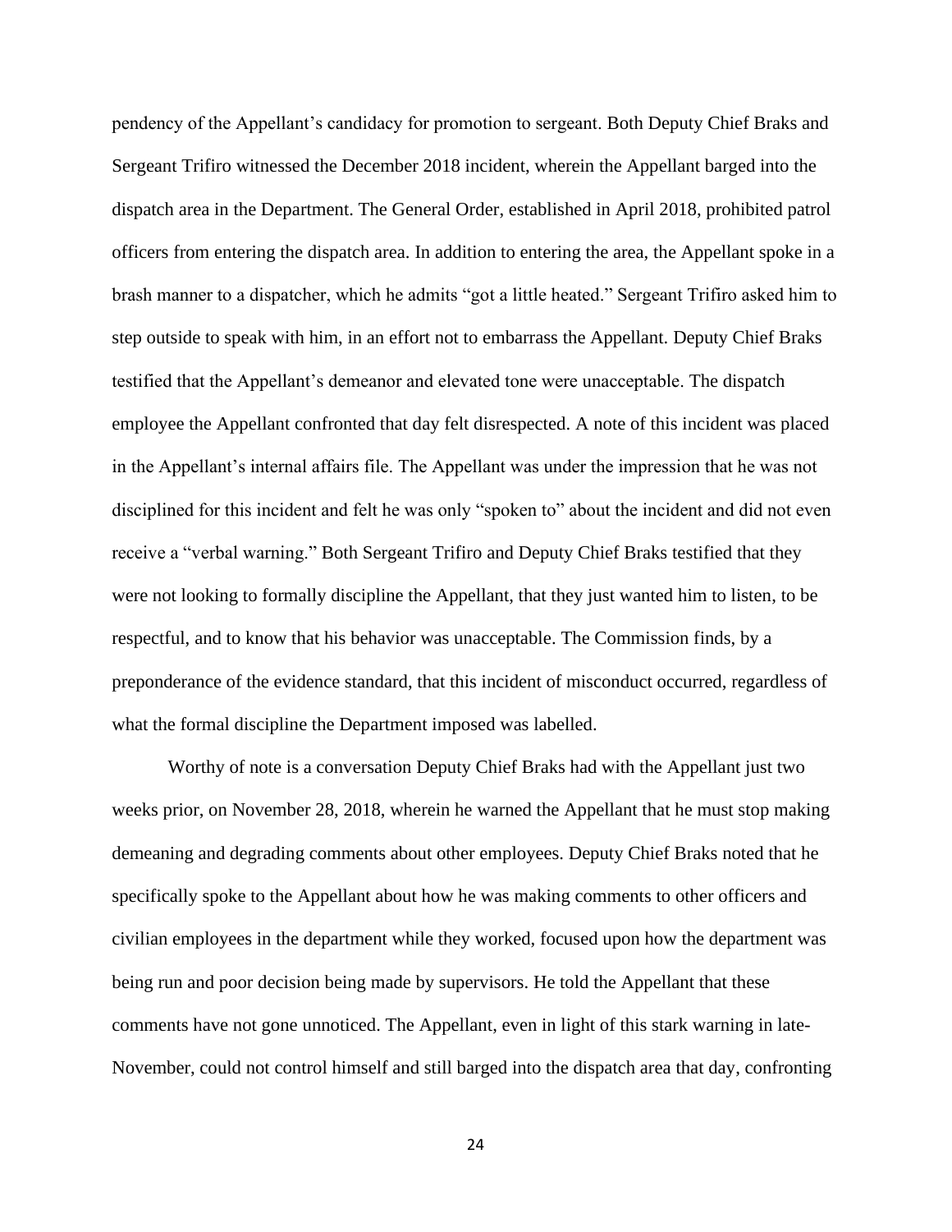pendency of the Appellant's candidacy for promotion to sergeant. Both Deputy Chief Braks and Sergeant Trifiro witnessed the December 2018 incident, wherein the Appellant barged into the dispatch area in the Department. The General Order, established in April 2018, prohibited patrol officers from entering the dispatch area. In addition to entering the area, the Appellant spoke in a brash manner to a dispatcher, which he admits "got a little heated." Sergeant Trifiro asked him to step outside to speak with him, in an effort not to embarrass the Appellant. Deputy Chief Braks testified that the Appellant's demeanor and elevated tone were unacceptable. The dispatch employee the Appellant confronted that day felt disrespected. A note of this incident was placed in the Appellant's internal affairs file. The Appellant was under the impression that he was not disciplined for this incident and felt he was only "spoken to" about the incident and did not even receive a "verbal warning." Both Sergeant Trifiro and Deputy Chief Braks testified that they were not looking to formally discipline the Appellant, that they just wanted him to listen, to be respectful, and to know that his behavior was unacceptable. The Commission finds, by a preponderance of the evidence standard, that this incident of misconduct occurred, regardless of what the formal discipline the Department imposed was labelled.

Worthy of note is a conversation Deputy Chief Braks had with the Appellant just two weeks prior, on November 28, 2018, wherein he warned the Appellant that he must stop making demeaning and degrading comments about other employees. Deputy Chief Braks noted that he specifically spoke to the Appellant about how he was making comments to other officers and civilian employees in the department while they worked, focused upon how the department was being run and poor decision being made by supervisors. He told the Appellant that these comments have not gone unnoticed. The Appellant, even in light of this stark warning in late-November, could not control himself and still barged into the dispatch area that day, confronting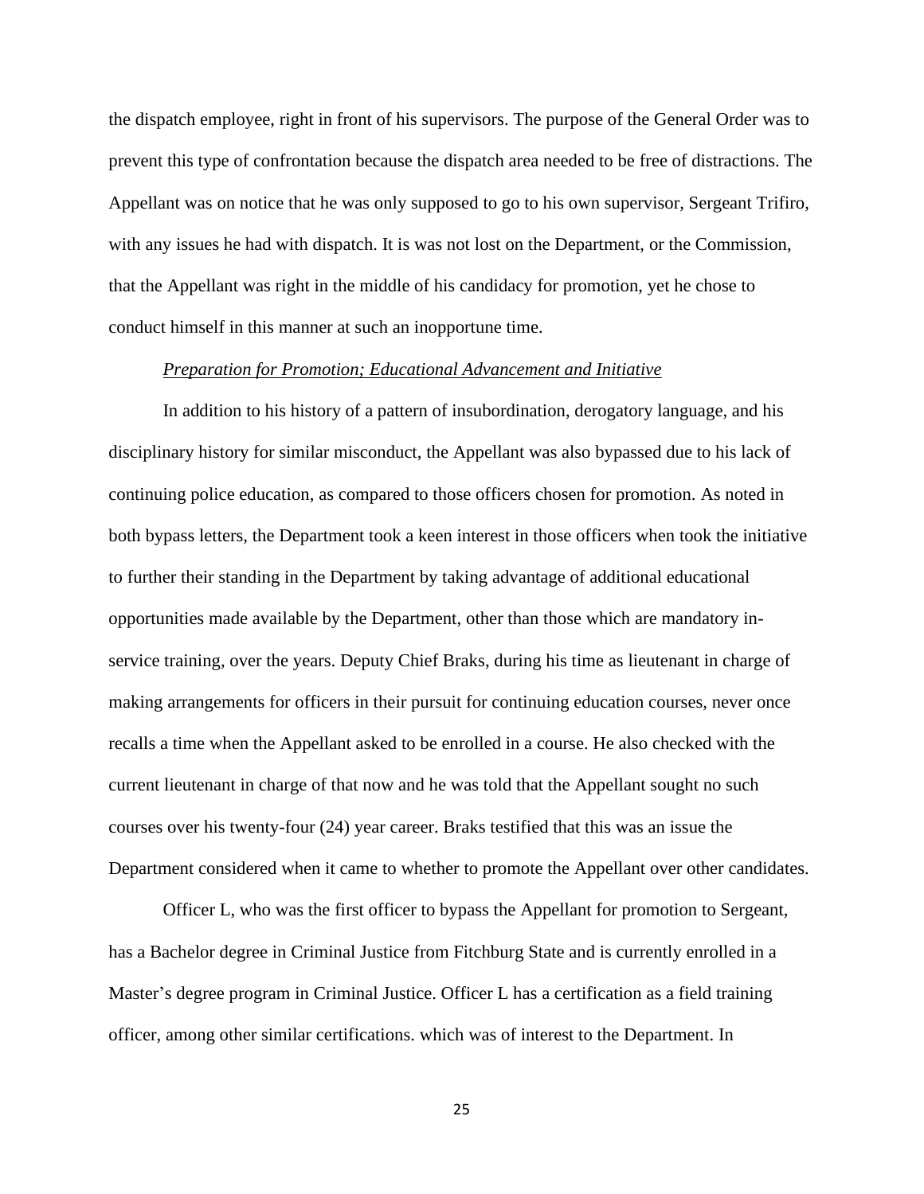the dispatch employee, right in front of his supervisors. The purpose of the General Order was to prevent this type of confrontation because the dispatch area needed to be free of distractions. The Appellant was on notice that he was only supposed to go to his own supervisor, Sergeant Trifiro, with any issues he had with dispatch. It is was not lost on the Department, or the Commission, that the Appellant was right in the middle of his candidacy for promotion, yet he chose to conduct himself in this manner at such an inopportune time.

*Preparation for Promotion; Educational Advancement and Initiative*

In addition to his history of a pattern of insubordination, derogatory language, and his disciplinary history for similar misconduct, the Appellant was also bypassed due to his lack of continuing police education, as compared to those officers chosen for promotion. As noted in both bypass letters, the Department took a keen interest in those officers when took the initiative to further their standing in the Department by taking advantage of additional educational opportunities made available by the Department, other than those which are mandatory in-service training, over the years. Deputy Chief Braks, during his time as lieutenant in charge of making arrangements for officers in their pursuit for continuing education courses, never once recalls a time when the Appellant asked to be enrolled in a course. He also checked with the current lieutenant in charge of that now and he was told that the Appellant sought no such courses over his twenty-four (24) year career. Braks testified that this was an issue the Department considered when it came to whether to promote the Appellant over other candidates.

Officer L, who was the first officer to bypass the Appellant for promotion to Sergeant, has a Bachelor degree in Criminal Justice from Fitchburg State and is currently enrolled in a Master's degree program in Criminal Justice. Officer L has a certification as a field training officer, among other similar certifications. which was of interest to the Department. In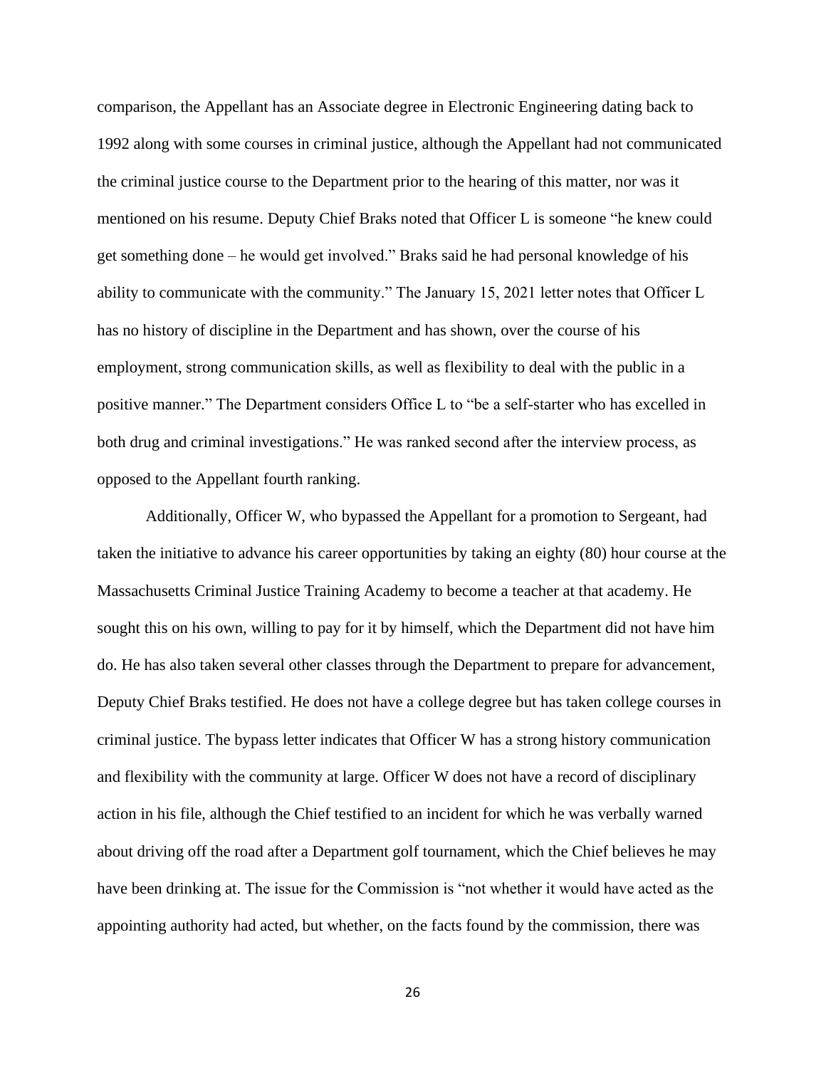comparison, the Appellant has an Associate degree in Electronic Engineering dating back to 1992 along with some courses in criminal justice, although the Appellant had not communicated the criminal justice course to the Department prior to the hearing of this matter, nor was it mentioned on his resume. Deputy Chief Braks noted that Officer L is someone "he knew could get something done – he would get involved." Braks said he had personal knowledge of his ability to communicate with the community." The January 15, 2021 letter notes that Officer L has no history of discipline in the Department and has shown, over the course of his employment, strong communication skills, as well as flexibility to deal with the public in a positive manner." The Department considers Office L to "be a self-starter who has excelled in both drug and criminal investigations." He was ranked second after the interview process, as opposed to the Appellant fourth ranking.

Additionally, Officer W, who bypassed the Appellant for a promotion to Sergeant, had taken the initiative to advance his career opportunities by taking an eighty (80) hour course at the Massachusetts Criminal Justice Training Academy to become a teacher at that academy. He sought this on his own, willing to pay for it by himself, which the Department did not have him do. He has also taken several other classes through the Department to prepare for advancement, Deputy Chief Braks testified. He does not have a college degree but has taken college courses in criminal justice. The bypass letter indicates that Officer W has a strong history communication and flexibility with the community at large. Officer W does not have a record of disciplinary action in his file, although the Chief testified to an incident for which he was verbally warned about driving off the road after a Department golf tournament, which the Chief believes he may have been drinking at. The issue for the Commission is "not whether it would have acted as the appointing authority had acted, but whether, on the facts found by the commission, there was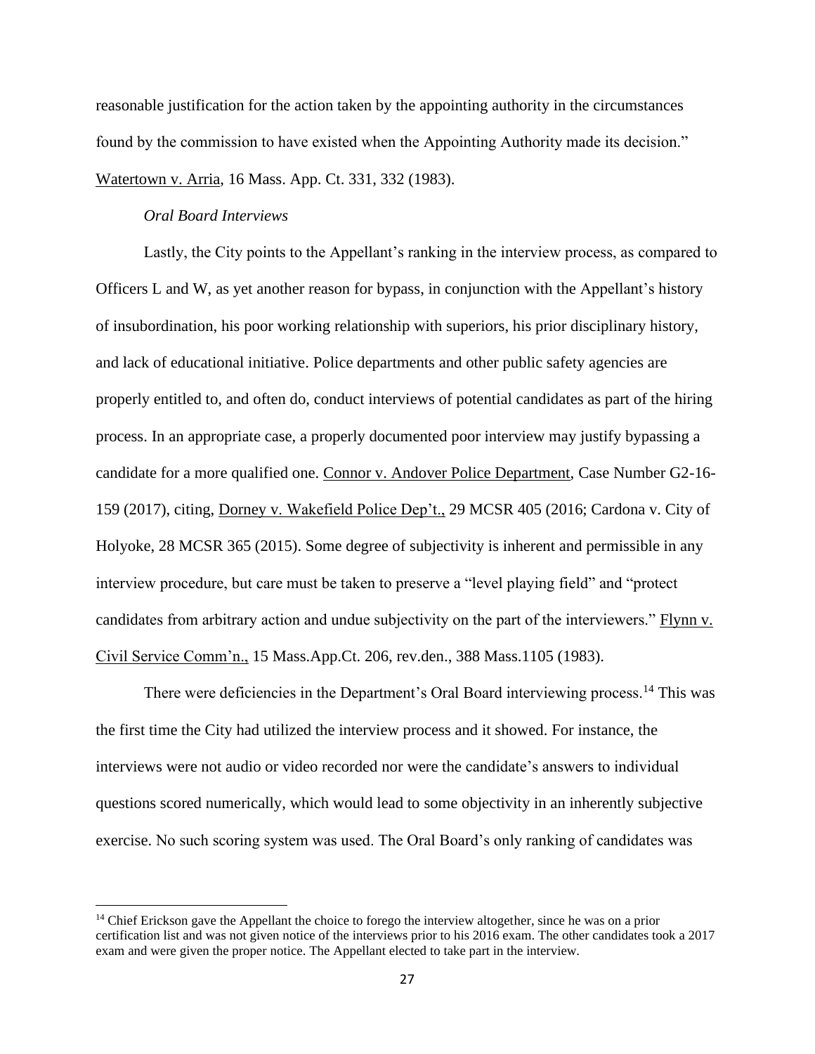reasonable justification for the action taken by the appointing authority in the circumstances found by the commission to have existed when the Appointing Authority made its decision." Watertown v. Arria, 16 Mass. App. Ct. 331, 332 (1983).

*Oral Board Interviews*

Lastly, the City points to the Appellant's ranking in the interview process, as compared to Officers L and W, as yet another reason for bypass, in conjunction with the Appellant's history of insubordination, his poor working relationship with superiors, his prior disciplinary history, and lack of educational initiative. Police departments and other public safety agencies are properly entitled to, and often do, conduct interviews of potential candidates as part of the hiring process. In an appropriate case, a properly documented poor interview may justify bypassing a candidate for a more qualified one. Connor v. Andover Police Department, Case Number G2-16-159 (2017), citing, Dorney v. Wakefield Police Dep't., 29 MCSR 405 (2016; Cardona v. City of Holyoke, 28 MCSR 365 (2015). Some degree of subjectivity is inherent and permissible in any interview procedure, but care must be taken to preserve a "level playing field" and "protect candidates from arbitrary action and undue subjectivity on the part of the interviewers." Flynn v. Civil Service Comm'n., 15 Mass.App.Ct. 206, rev.den., 388 Mass.1105 (1983).

There were deficiencies in the Department's Oral Board interviewing process.[14] This was the first time the City had utilized the interview process and it showed. For instance, the interviews were not audio or video recorded nor were the candidate's answers to individual questions scored numerically, which would lead to some objectivity in an inherently subjective exercise. No such scoring system was used. The Oral Board's only ranking of candidates was

[14] Chief Erickson gave the Appellant the choice to forego the interview altogether, since he was on a prior certification list and was not given notice of the interviews prior to his 2016 exam. The other candidates took a 2017 exam and were given the proper notice. The Appellant elected to take part in the interview.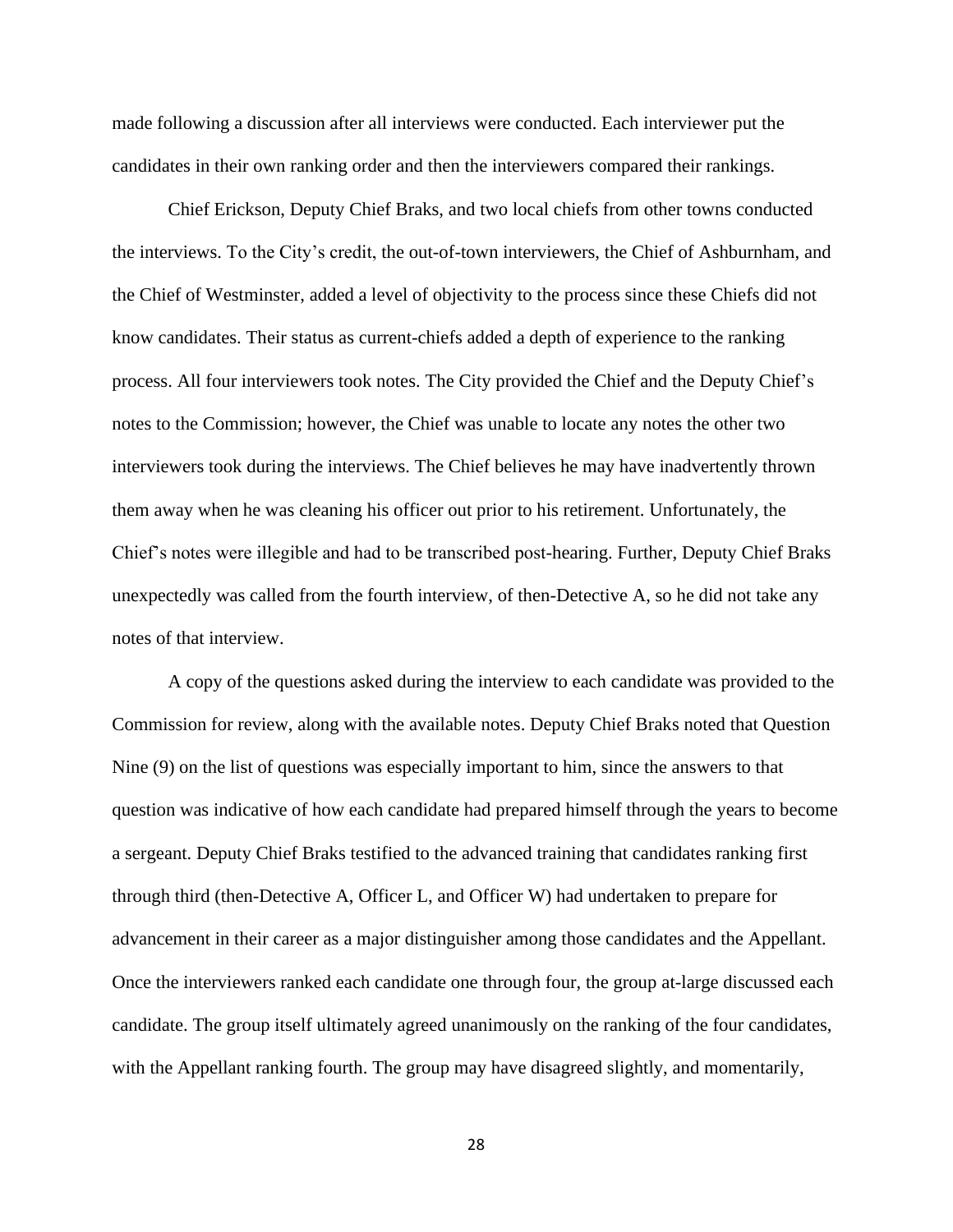made following a discussion after all interviews were conducted. Each interviewer put the candidates in their own ranking order and then the interviewers compared their rankings.

Chief Erickson, Deputy Chief Braks, and two local chiefs from other towns conducted the interviews. To the City's credit, the out-of-town interviewers, the Chief of Ashburnham, and the Chief of Westminster, added a level of objectivity to the process since these Chiefs did not know candidates. Their status as current-chiefs added a depth of experience to the ranking process. All four interviewers took notes. The City provided the Chief and the Deputy Chief's notes to the Commission; however, the Chief was unable to locate any notes the other two interviewers took during the interviews. The Chief believes he may have inadvertently thrown them away when he was cleaning his officer out prior to his retirement. Unfortunately, the Chief's notes were illegible and had to be transcribed post-hearing. Further, Deputy Chief Braks unexpectedly was called from the fourth interview, of then-Detective A, so he did not take any notes of that interview.

A copy of the questions asked during the interview to each candidate was provided to the Commission for review, along with the available notes. Deputy Chief Braks noted that Question Nine (9) on the list of questions was especially important to him, since the answers to that question was indicative of how each candidate had prepared himself through the years to become a sergeant. Deputy Chief Braks testified to the advanced training that candidates ranking first through third (then-Detective A, Officer L, and Officer W) had undertaken to prepare for advancement in their career as a major distinguisher among those candidates and the Appellant. Once the interviewers ranked each candidate one through four, the group at-large discussed each candidate. The group itself ultimately agreed unanimously on the ranking of the four candidates, with the Appellant ranking fourth. The group may have disagreed slightly, and momentarily,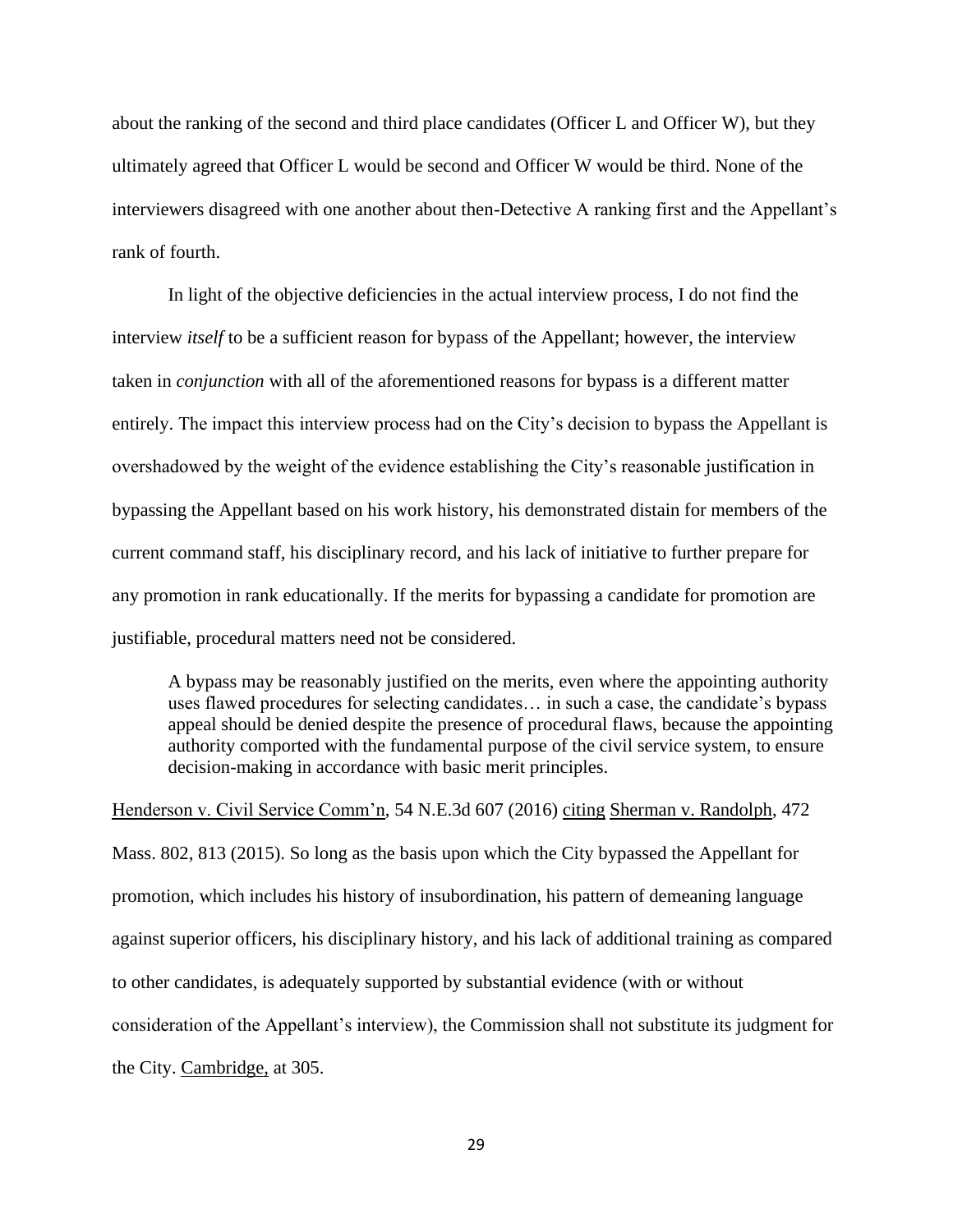about the ranking of the second and third place candidates (Officer L and Officer W), but they ultimately agreed that Officer L would be second and Officer W would be third. None of the interviewers disagreed with one another about then-Detective A ranking first and the Appellant's rank of fourth.

In light of the objective deficiencies in the actual interview process, I do not find the interview *itself* to be a sufficient reason for bypass of the Appellant; however, the interview taken in *conjunction* with all of the aforementioned reasons for bypass is a different matter entirely. The impact this interview process had on the City's decision to bypass the Appellant is overshadowed by the weight of the evidence establishing the City's reasonable justification in bypassing the Appellant based on his work history, his demonstrated distain for members of the current command staff, his disciplinary record, and his lack of initiative to further prepare for any promotion in rank educationally. If the merits for bypassing a candidate for promotion are justifiable, procedural matters need not be considered.

> A bypass may be reasonably justified on the merits, even where the appointing authority uses flawed procedures for selecting candidates… in such a case, the candidate's bypass appeal should be denied despite the presence of procedural flaws, because the appointing authority comported with the fundamental purpose of the civil service system, to ensure decision-making in accordance with basic merit principles.

Henderson v. Civil Service Comm'n, 54 N.E.3d 607 (2016) citing Sherman v. Randolph, 472 Mass. 802, 813 (2015). So long as the basis upon which the City bypassed the Appellant for promotion, which includes his history of insubordination, his pattern of demeaning language against superior officers, his disciplinary history, and his lack of additional training as compared to other candidates, is adequately supported by substantial evidence (with or without consideration of the Appellant's interview), the Commission shall not substitute its judgment for the City. Cambridge, at 305.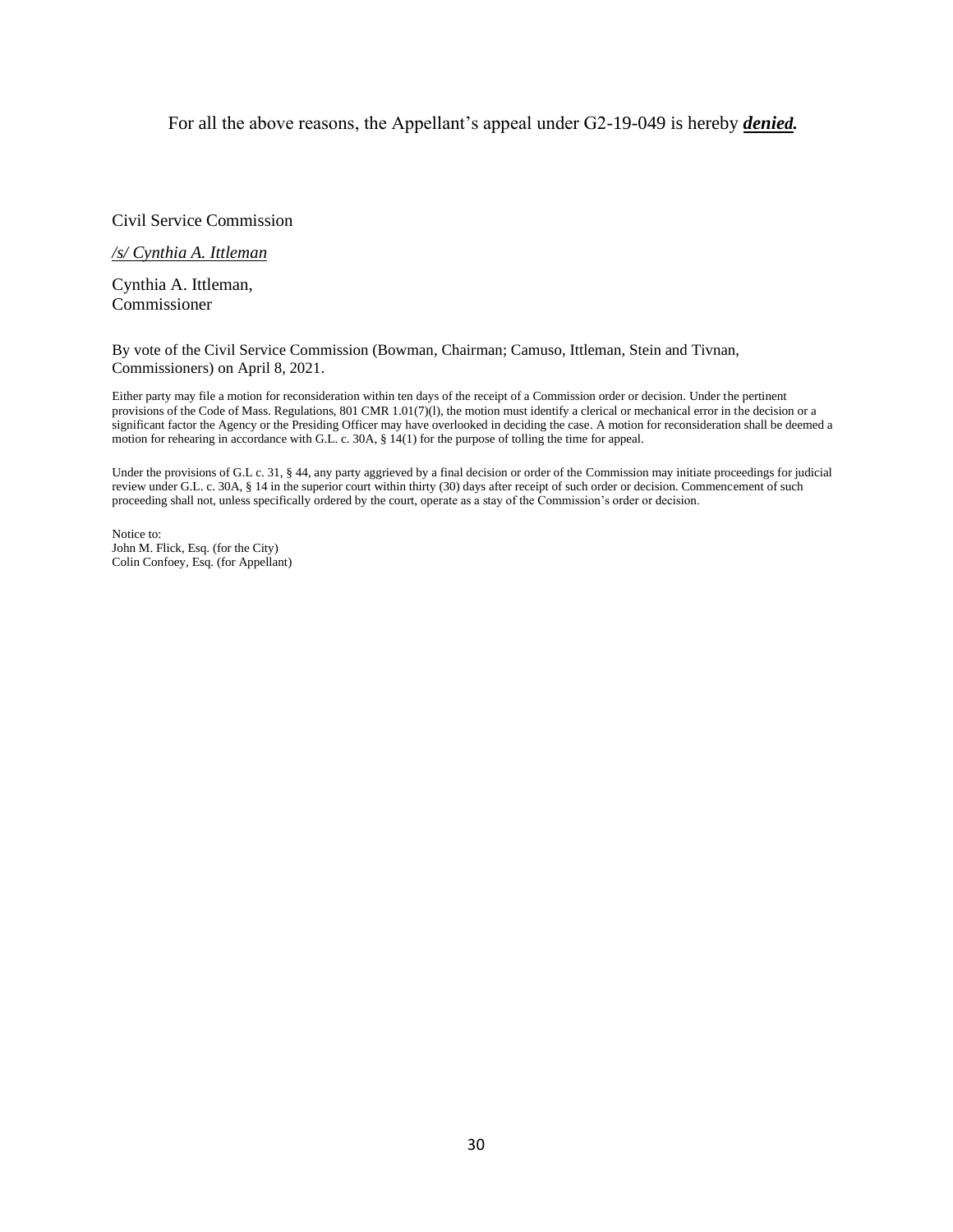For all the above reasons, the Appellant's appeal under G2-19-049 is hereby ***denied.***

Civil Service Commission

*/s/ Cynthia A. Ittleman*

Cynthia A. Ittleman,
Commissioner

By vote of the Civil Service Commission (Bowman, Chairman; Camuso, Ittleman, Stein and Tivnan, Commissioners) on April 8, 2021.

Either party may file a motion for reconsideration within ten days of the receipt of a Commission order or decision. Under the pertinent provisions of the Code of Mass. Regulations, 801 CMR 1.01(7)(l), the motion must identify a clerical or mechanical error in the decision or a significant factor the Agency or the Presiding Officer may have overlooked in deciding the case. A motion for reconsideration shall be deemed a motion for rehearing in accordance with G.L. c. 30A, § 14(1) for the purpose of tolling the time for appeal.

Under the provisions of G.L c. 31, § 44, any party aggrieved by a final decision or order of the Commission may initiate proceedings for judicial review under G.L. c. 30A, § 14 in the superior court within thirty (30) days after receipt of such order or decision. Commencement of such proceeding shall not, unless specifically ordered by the court, operate as a stay of the Commission's order or decision.

Notice to:
John M. Flick, Esq. (for the City)
Colin Confoey, Esq. (for Appellant)